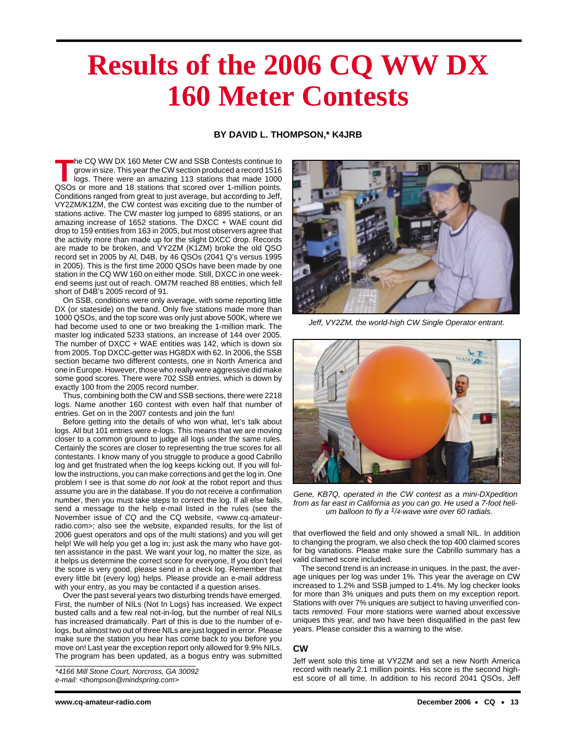# Results of the 2006 CQ WW DX 160 Meter Contests

**BY DAVID L. THOMPSON,* K4JRB**

The CQ WW DX 160 Meter CW and SSB Contests continue to grow in size. This year the CW section produced a record 1516 logs. There were an amazing 113 stations that made 1000 QSOs or more and 18 stations that scored over 1-million points. Conditions ranged from great to just average, but according to Jeff, VY2ZM/K1ZM, the CW contest was exciting due to the number of stations active. The CW master log jumped to 6895 stations, or an amazing increase of 1652 stations. The DXCC + WAE count did drop to 159 entities from 163 in 2005, but most observers agree that the activity more than made up for the slight DXCC drop. Records are made to be broken, and VY2ZM (K1ZM) broke the old QSO record set in 2005 by Al, D4B, by 46 QSOs (2041 Q's versus 1995 in 2005). This is the first time 2000 QSOs have been made by one station in the CQ WW 160 on either mode. Still, DXCC in one weekend seems just out of reach. OM7M reached 88 entities, which fell short of D4B's 2005 record of 91.

On SSB, conditions were only average, with some reporting little DX (or stateside) on the band. Only five stations made more than 1000 QSOs, and the top score was only just above 500K, where we had become used to one or two breaking the 1-million mark. The master log indicated 5233 stations, an increase of 144 over 2005. The number of DXCC + WAE entities was 142, which is down six from 2005. Top DXCC-getter was HG8DX with 62. In 2006, the SSB section became two different contests, one in North America and one in Europe. However, those who really were aggressive did make some good scores. There were 702 SSB entries, which is down by exactly 100 from the 2005 record number.

Thus, combining both the CW and SSB sections, there were 2218 logs. Name another 160 contest with even half that number of entries. Get on in the 2007 contests and join the fun!

Before getting into the details of who won what, let's talk about logs. All but 101 entries were e-logs. This means that we are moving closer to a common ground to judge all logs under the same rules. Certainly the scores are closer to representing the true scores for all contestants. I know many of you struggle to produce a good Cabrillo log and get frustrated when the log keeps kicking out. If you will follow the instructions, you can make corrections and get the log in. One problem I see is that some *do not look* at the robot report and thus assume you are in the database. If you do not receive a confirmation number, then you must take steps to correct the log. If all else fails, send a message to the help e-mail listed in the rules (see the November issue of *CQ* and the CQ website, <www.cq-amateur-radio.com>; also see the website, expanded results, for the list of 2006 guest operators and ops of the multi stations) and you will get help! We will help you get a log in; just ask the many who have gotten assistance in the past. We want your log, no matter the size, as it helps us determine the correct score for everyone, If you don't feel the score is very good, please send in a check log. Remember that every little bit (every log) helps. Please provide an e-mail address with your entry, as you may be contacted if a question arises.

Over the past several years two disturbing trends have emerged. First, the number of NILs (Not In Logs) has increased. We expect busted calls and a few real not-in-log, but the number of real NILs has increased dramatically. Part of this is due to the number of e-logs, but almost two out of three NILs are just logged in error. Please make sure the station you hear has come back to you before you move on! Last year the exception report only allowed for 9.9% NILs. The program has been updated, as a bogus entry was submitted that overflowed the field and only showed a small NIL. In addition to changing the program, we also check the top 400 claimed scores for big variations. Please make sure the Cabrillo summary has a valid claimed score included.

The second trend is an increase in uniques. In the past, the average uniques per log was under 1%. This year the average on CW increased to 1.2% and SSB jumped to 1.4%. My log checker looks for more than 3% uniques and puts them on my exception report. Stations with over 7% uniques are subject to having unverified contacts *removed.* Four more stations were warned about excessive uniques this year, and two have been disqualified in the past few years. Please consider this a warning to the wise.

*Jeff, VY2ZM, the world-high CW Single Operator entrant.*

*Gene, KB7Q, operated in the CW contest as a mini-DXpedition from as far east in California as you can go. He used a 7-foot helium balloon to fly a 1/4-wave wire over 60 radials.*

## CW

Jeff went solo this time at VY2ZM and set a new North America record with nearly 2.1 million points. His score is the second highest score of all time. In addition to his record 2041 QSOs, Jeff

*4166 Mill Stone Court, Norcross, GA 30092
e-mail: <thompson@mindspring.com>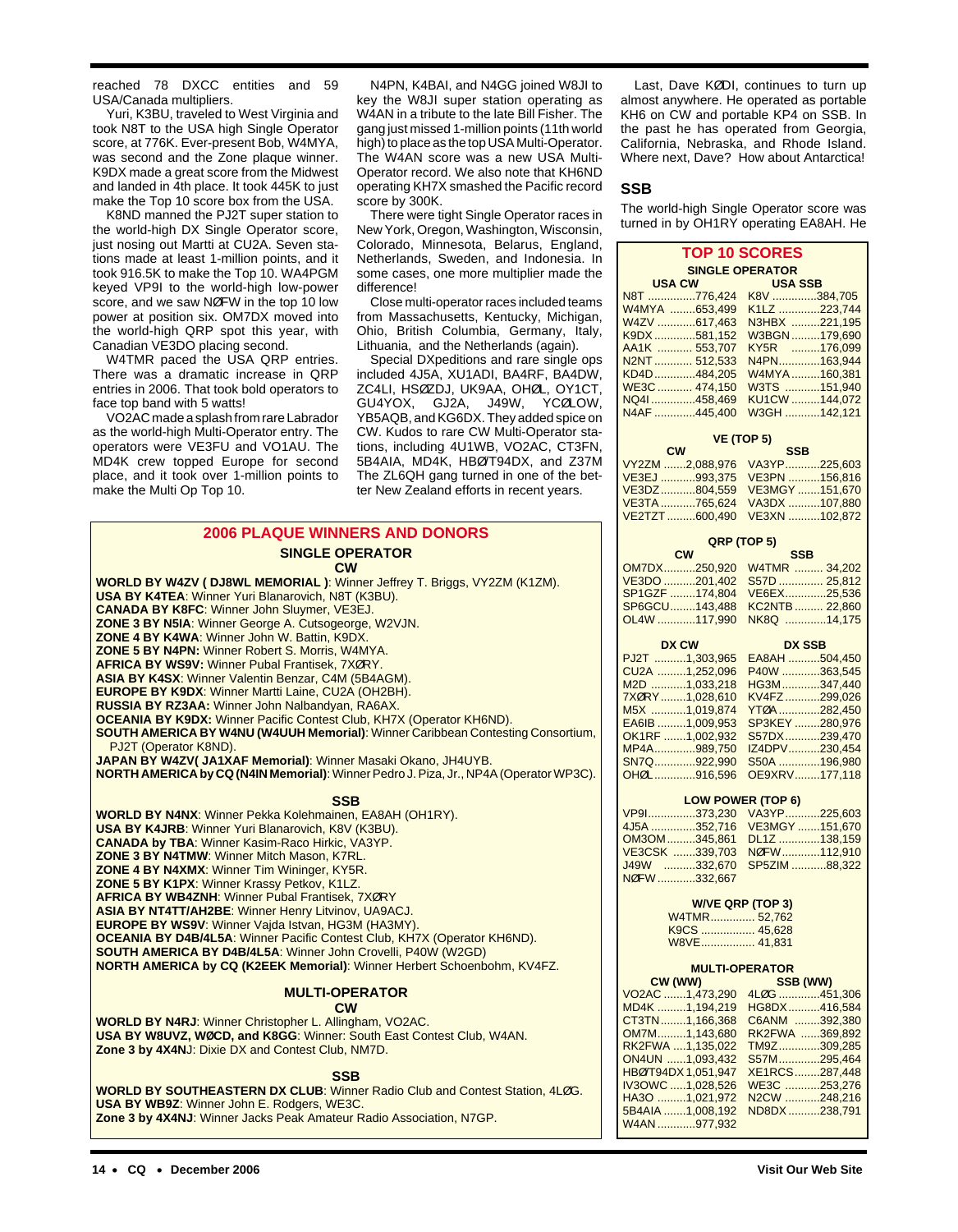reached 78 DXCC entities and 59 USA/Canada multipliers.

Yuri, K3BU, traveled to West Virginia and took N8T to the USA high Single Operator score, at 776K. Ever-present Bob, W4MYA, was second and the Zone plaque winner. K9DX made a great score from the Midwest and landed in 4th place. It took 445K to just make the Top 10 score box from the USA.

K8ND manned the PJ2T super station to the world-high DX Single Operator score, just nosing out Martti at CU2A. Seven stations made at least 1-million points, and it took 916.5K to make the Top 10. WA4PGM keyed VP9I to the world-high low-power score, and we saw NØFW in the top 10 low power at position six. OM7DX moved into the world-high QRP spot this year, with Canadian VE3DO placing second.

W4TMR paced the USA QRP entries. There was a dramatic increase in QRP entries in 2006. That took bold operators to face top band with 5 watts!

VO2AC made a splash from rare Labrador as the world-high Multi-Operator entry. The operators were VE3FU and VO1AU. The MD4K crew topped Europe for second place, and it took over 1-million points to make the Multi Op Top 10.

N4PN, K4BAI, and N4GG joined W8JI to key the W8JI super station operating as W4AN in a tribute to the late Bill Fisher. The gang just missed 1-million points (11th world high) to place as the top USA Multi-Operator. The W4AN score was a new USA Multi-Operator record. We also note that KH6ND operating KH7X smashed the Pacific record score by 300K.

There were tight Single Operator races in New York, Oregon, Washington, Wisconsin, Colorado, Minnesota, Belarus, England, Netherlands, Sweden, and Indonesia. In some cases, one more multiplier made the difference!

Close multi-operator races included teams from Massachusetts, Kentucky, Michigan, Ohio, British Columbia, Germany, Italy, Lithuania, and the Netherlands (again).

Special DXpeditions and rare single ops included 4J5A, XU1ADI, BA4RF, BA4DW, ZC4LI, HSØZDJ, UK9AA, OHØL, OY1CT, GU4YOX, GJ2A, J49W, YCØLOW, YB5AQB, and KG6DX. They added spice on CW. Kudos to rare CW Multi-Operator stations, including 4U1WB, VO2AC, CT3FN, 5B4AIA, MD4K, HBØ/T94DX, and Z37M The ZL6QH gang turned in one of the better New Zealand efforts in recent years.

Last, Dave KØDI, continues to turn up almost anywhere. He operated as portable KH6 on CW and portable KP4 on SSB. In the past he has operated from Georgia, California, Nebraska, and Rhode Island. Where next, Dave? How about Antarctica!

## SSB

The world-high Single Operator score was turned in by OH1RY operating EA8AH. He

## 2006 PLAQUE WINNERS AND DONORS

### SINGLE OPERATOR

**CW**

**WORLD BY W4ZV ( DJ8WL MEMORIAL )**: Winner Jeffrey T. Briggs, VY2ZM (K1ZM).
**USA BY K4TEA**: Winner Yuri Blanarovich, N8T (K3BU).
**CANADA BY K8FC**: Winner John Sluymer, VE3EJ.
**ZONE 3 BY N5IA**: Winner George A. Cutsogeorge, W2VJN.
**ZONE 4 BY K4WA**: Winner John W. Battin, K9DX.
**ZONE 5 BY N4PN:** Winner Robert S. Morris, W4MYA.
**AFRICA BY WS9V:** Winner Pubal Frantisek, 7XØRY.
**ASIA BY K4SX**: Winner Valentin Benzar, C4M (5B4AGM).
**EUROPE BY K9DX**: Winner Martti Laine, CU2A (OH2BH).
**RUSSIA BY RZ3AA:** Winner John Nalbandyan, RA6AX.
**OCEANIA BY K9DX:** Winner Pacific Contest Club, KH7X (Operator KH6ND).
**SOUTH AMERICA BY W4NU (W4UUH Memorial)**: Winner Caribbean Contesting Consortium, PJ2T (Operator K8ND).
**JAPAN BY W4ZV( JA1XAF Memorial)**: Winner Masaki Okano, JH4UYB.
**NORTH AMERICA by CQ (N4IN Memorial)**: Winner Pedro J. Piza, Jr., NP4A (Operator WP3C).

**SSB**

**WORLD BY N4NX**: Winner Pekka Kolehmainen, EA8AH (OH1RY).
**USA BY K4JRB**: Winner Yuri Blanarovich, K8V (K3BU).
**CANADA by TBA**: Winner Kasim-Raco Hirkic, VA3YP.
**ZONE 3 BY N4TMW**: Winner Mitch Mason, K7RL.
**ZONE 4 BY N4XMX**: Winner Tim Wininger, KY5R.
**ZONE 5 BY K1PX**: Winner Krassy Petkov, K1LZ.
**AFRICA BY WB4ZNH**: Winner Pubal Frantisek, 7XØRY
**ASIA BY NT4TT/AH2BE**: Winner Henry Litvinov, UA9ACJ.
**EUROPE BY WS9V**: Winner Vajda Istvan, HG3M (HA3MY).
**OCEANIA BY D4B/4L5A**: Winner Pacific Contest Club, KH7X (Operator KH6ND).
**SOUTH AMERICA BY D4B/4L5A**: Winner John Crovelli, P40W (W2GD)
**NORTH AMERICA by CQ (K2EEK Memorial)**: Winner Herbert Schoenbohm, KV4FZ.

### MULTI-OPERATOR

**CW**

**WORLD BY N4RJ**: Winner Christopher L. Allingham, VO2AC.
**USA BY W8UVZ, WØCD, and K8GG**: Winner: South East Contest Club, W4AN.
**Zone 3 by 4X4NJ**: Dixie DX and Contest Club, NM7D.

**SSB**

**WORLD BY SOUTHEASTERN DX CLUB**: Winner Radio Club and Contest Station, 4LØG.
**USA BY WB9Z**: Winner John E. Rodgers, WE3C.
**Zone 3 by 4X4NJ**: Winner Jacks Peak Amateur Radio Association, N7GP.

## TOP 10 SCORES

**SINGLE OPERATOR**

| USA CW | | USA SSB | |
|---|---|---|---|
| N8T | 776,424 | K8V | 384,705 |
| W4MYA | 653,499 | K1LZ | 223,744 |
| W4ZV | 617,463 | N3HBX | 221,195 |
| K9DX | 581,152 | W3BGN | 179,690 |
| AA1K | 553,707 | KY5R | 176,099 |
| N2NT | 512,533 | N4PN | 163,944 |
| KD4D | 484,205 | W4MYA | 160,381 |
| WE3C | 474,150 | W3TS | 151,940 |
| NQ4I | 458,469 | KU1CW | 144,072 |
| N4AF | 445,400 | W3GH | 142,121 |

**VE (TOP 5)**

| CW | | SSB | |
|---|---|---|---|
| VY2ZM | 2,088,976 | VA3YP | 225,603 |
| VE3EJ | 993,375 | VE3PN | 156,816 |
| VE3DZ | 804,559 | VE3MGY | 151,670 |
| VE3TA | 765,624 | VA3DX | 107,880 |
| VE2TZT | 600,490 | VE3XN | 102,872 |

**QRP (TOP 5)**

| CW | | SSB | |
|---|---|---|---|
| OM7DX | 250,920 | W4TMR | 34,202 |
| VE3DO | 201,402 | S57D | 25,812 |
| SP1GFZ | 174,804 | VE6EX | 25,536 |
| SP6GCU | 143,488 | KC2NTB | 22,860 |
| OL4W | 117,990 | NK8Q | 14,175 |

| DX CW | | DX SSB | |
|---|---|---|---|
| PJ2T | 1,303,965 | EA8AH | 504,450 |
| CU2A | 1,252,096 | P40W | 363,545 |
| M2D | 1,033,218 | HG3M | 347,440 |
| 7XØRY | 1,028,610 | KV4FZ | 299,026 |
| M5X | 1,019,874 | YTØA | 282,450 |
| EA6IB | 1,009,953 | SP3KEY | 280,976 |
| OK1RF | 1,002,932 | S57DX | 239,470 |
| MP4A | 989,750 | IZ4DPV | 230,454 |
| SN7Q | 922,990 | S50A | 196,980 |
| OHØL | 916,596 | OE9XRV | 177,118 |

**LOW POWER (TOP 6)**

| | | | |
|---|---|---|---|
| VP9I | 373,230 | VA3YP | 225,603 |
| 4J5A | 352,716 | VE3MGY | 151,670 |
| OM3OM | 345,861 | DL1Z | 138,159 |
| VE3CSK | 339,703 | NØFW | 112,910 |
| J49W | 332,670 | SP5ZIM | 88,322 |
| NØFW | 332,667 | | |

**W/VE QRP (TOP 3)**

| | |
|---|---|
| W4TMR | 52,762 |
| K9CS | 45,628 |
| W8VE | 41,831 |

**MULTI-OPERATOR**

| CW (WW) | | SSB (WW) | |
|---|---|---|---|
| VO2AC | 1,473,290 | 4LØG | 451,306 |
| MD4K | 1,194,219 | HG8DX | 416,584 |
| CT3TN | 1,166,368 | C6ANM | 392,380 |
| OM7M | 1,143,680 | RK2FWA | 369,892 |
| RK2FWA | 1,135,022 | TM9Z | 309,285 |
| ON4UN | 1,093,432 | S57M | 295,464 |
| HBØT94DX | 1,051,947 | XE1RCS | 287,448 |
| IV3OWC | 1,028,526 | WE3C | 253,276 |
| HA3O | 1,021,972 | N2CW | 248,216 |
| 5B4AIA | 1,008,192 | ND8DX | 238,791 |
| W4AN | 977,932 | | |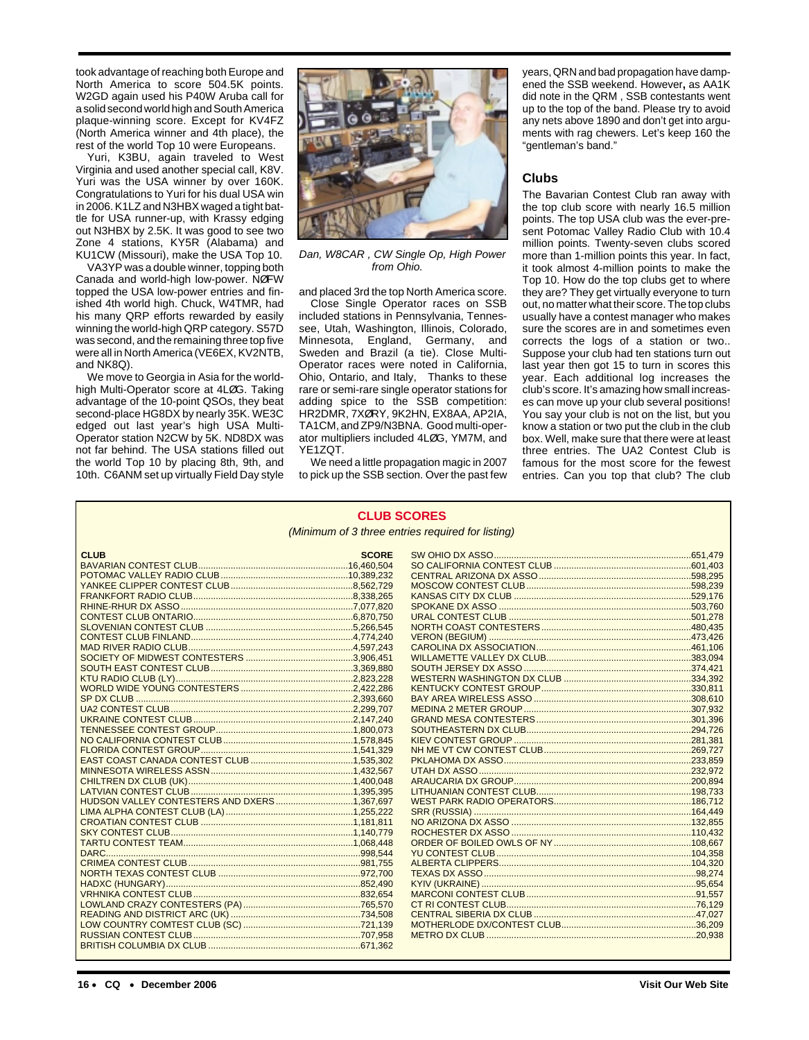took advantage of reaching both Europe and North America to score 504.5K points. W2GD again used his P40W Aruba call for a solid second world high and South America plaque-winning score. Except for KV4FZ (North America winner and 4th place), the rest of the world Top 10 were Europeans.

Yuri, K3BU, again traveled to West Virginia and used another special call, K8V. Yuri was the USA winner by over 160K. Congratulations to Yuri for his dual USA win in 2006. K1LZ and N3HBX waged a tight battle for USA runner-up, with Krassy edging out N3HBX by 2.5K. It was good to see two Zone 4 stations, KY5R (Alabama) and KU1CW (Missouri), make the USA Top 10.

VA3YP was a double winner, topping both Canada and world-high low-power. NØFW topped the USA low-power entries and finished 4th world high. Chuck, W4TMR, had his many QRP efforts rewarded by easily winning the world-high QRP category. S57D was second, and the remaining three top five were all in North America (VE6EX, KV2NTB, and NK8Q).

We move to Georgia in Asia for the world-high Multi-Operator score at 4LØG. Taking advantage of the 10-point QSOs, they beat second-place HG8DX by nearly 35K. WE3C edged out last year's high USA Multi-Operator station N2CW by 5K. ND8DX was not far behind. The USA stations filled out the world Top 10 by placing 8th, 9th, and 10th. C6ANM set up virtually Field Day style and placed 3rd the top North America score.

*Dan, W8CAR , CW Single Op, High Power from Ohio.*

Close Single Operator races on SSB included stations in Pennsylvania, Tennessee, Utah, Washington, Illinois, Colorado, Minnesota, England, Germany, and Sweden and Brazil (a tie). Close Multi-Operator races were noted in California, Ohio, Ontario, and Italy, Thanks to these rare or semi-rare single operator stations for adding spice to the SSB competition: HR2DMR, 7XØRY, 9K2HN, EX8AA, AP2IA, TA1CM, and ZP9/N3BNA. Good multi-operator multipliers included 4LØG, YM7M, and YE1ZQT.

We need a little propagation magic in 2007 to pick up the SSB section. Over the past few years, QRN and bad propagation have dampened the SSB weekend. However, as AA1K did note in the QRM , SSB contestants went up to the top of the band. Please try to avoid any nets above 1890 and don't get into arguments with rag chewers. Let's keep 160 the "gentleman's band."

## Clubs

The Bavarian Contest Club ran away with the top club score with nearly 16.5 million points. The top USA club was the ever-present Potomac Valley Radio Club with 10.4 million points. Twenty-seven clubs scored more than 1-million points this year. In fact, it took almost 4-million points to make the Top 10. How do the top clubs get to where they are? They get virtually everyone to turn out, no matter what their score. The top clubs usually have a contest manager who makes sure the scores are in and sometimes even corrects the logs of a station or two.. Suppose your club had ten stations turn out last year then got 15 to turn in scores this year. Each additional log increases the club's score. It's amazing how small increases can move up your club several positions! You say your club is not on the list, but you know a station or two put the club in the club box. Well, make sure that there were at least three entries. The UA2 Contest Club is famous for the most score for the fewest entries. Can you top that club? The club

### CLUB SCORES

*(Minimum of 3 three entries required for listing)*

| CLUB | SCORE |
|---|---|
| BAVARIAN CONTEST CLUB | 16,460,504 |
| POTOMAC VALLEY RADIO CLUB | 10,389,232 |
| YANKEE CLIPPER CONTEST CLUB | 8,562,729 |
| FRANKFORT RADIO CLUB | 8,338,265 |
| RHINE-RHUR DX ASSO | 7,077,820 |
| CONTEST CLUB ONTARIO | 6,870,750 |
| SLOVENIAN CONTEST CLUB | 5,266,545 |
| CONTEST CLUB FINLAND | 4,774,240 |
| MAD RIVER RADIO CLUB | 4,597,243 |
| SOCIETY OF MIDWEST CONTESTERS | 3,906,451 |
| SOUTH EAST CONTEST CLUB | 3,369,880 |
| KTU RADIO CLUB (LY) | 2,823,228 |
| WORLD WIDE YOUNG CONTESTERS | 2,422,286 |
| SP DX CLUB | 2,393,660 |
| UA2 CONTEST CLUB | 2,299,707 |
| UKRAINE CONTEST CLUB | 2,147,240 |
| TENNESSEE CONTEST GROUP | 1,800,073 |
| NO CALIFORNIA CONTEST CLUB | 1,578,845 |
| FLORIDA CONTEST GROUP | 1,541,329 |
| EAST COAST CANADA CONTEST CLUB | 1,535,302 |
| MINNESOTA WIRELESS ASSN | 1,432,567 |
| CHILTREN DX CLUB (UK) | 1,400,048 |
| LATVIAN CONTEST CLUB | 1,395,395 |
| HUDSON VALLEY CONTESTERS AND DXERS | 1,367,697 |
| LIMA ALPHA CONTEST CLUB (LA) | 1,255,222 |
| CROATIAN CONTEST CLUB | 1,181,811 |
| SKY CONTEST CLUB | 1,140,779 |
| TARTU CONTEST TEAM | 1,068,448 |
| DARC | 998,544 |
| CRIMEA CONTEST CLUB | 981,755 |
| NORTH TEXAS CONTEST CLUB | 972,700 |
| HADXC (HUNGARY) | 852,490 |
| VRHNIKA CONTEST CLUB | 832,654 |
| LOWLAND CRAZY CONTESTERS (PA) | 765,570 |
| READING AND DISTRICT ARC (UK) | 734,508 |
| LOW COUNTRY COMTEST CLUB (SC) | 721,139 |
| RUSSIAN CONTEST CLUB | 707,958 |
| BRITISH COLUMBIA DX CLUB | 671,362 |
| SW OHIO DX ASSO | 651,479 |
| SO CALIFORNIA CONTEST CLUB | 601,403 |
| CENTRAL ARIZONA DX ASSO | 598,295 |
| MOSCOW CONTEST CLUB | 598,239 |
| KANSAS CITY DX CLUB | 529,176 |
| SPOKANE DX ASSO | 503,760 |
| URAL CONTEST CLUB | 501,278 |
| NORTH COAST CONTESTERS | 480,435 |
| VERON (BEGIUM) | 473,426 |
| CAROLINA DX ASSOCIATION | 461,106 |
| WILLAMETTE VALLEY DX CLUB | 383,094 |
| SOUTH JERSEY DX ASSO | 374,421 |
| WESTERN WASHINGTON DX CLUB | 334,392 |
| KENTUCKY CONTEST GROUP | 330,811 |
| BAY AREA WIRELESS ASSO | 308,610 |
| MEDINA 2 METER GROUP | 307,932 |
| GRAND MESA CONTESTERS | 301,396 |
| SOUTHEASTERN DX CLUB | 294,726 |
| KIEV CONTEST GROUP | 281,381 |
| NH ME VT CW CONTEST CLUB | 269,727 |
| PKLAHOMA DX ASSO | 233,859 |
| UTAH DX ASSO | 232,972 |
| ARAUCARIA DX GROUP | 200,894 |
| LITHUANIAN CONTEST CLUB | 198,733 |
| WEST PARK RADIO OPERATORS | 186,712 |
| SRR (RUSSIA) | 164,449 |
| NO ARIZONA DX ASSO | 132,855 |
| ROCHESTER DX ASSO | 110,432 |
| ORDER OF BOILED OWLS OF NY | 108,667 |
| YU CONTEST CLUB | 104,358 |
| ALBERTA CLIPPERS | 104,320 |
| TEXAS DX ASSO | 98,274 |
| KYIV (UKRAINE) | 95,654 |
| MARCONI CONTEST CLUB | 91,557 |
| CT RI CONTEST CLUB | 76,129 |
| CENTRAL SIBERIA DX CLUB | 47,027 |
| MOTHERLODE DX/CONTEST CLUB | 36,209 |
| METRO DX CLUB | 20,938 |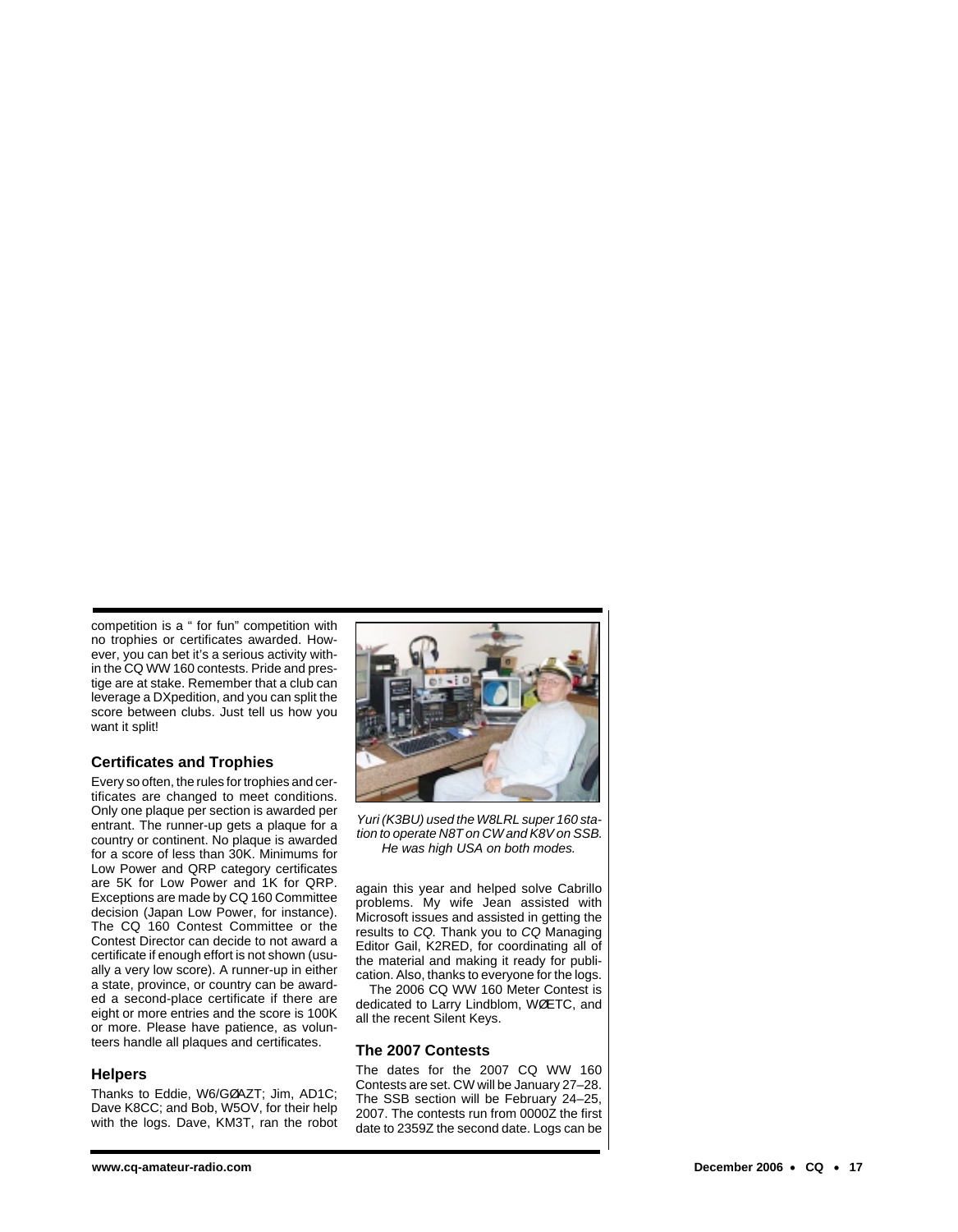competition is a " for fun" competition with no trophies or certificates awarded. However, you can bet it's a serious activity within the CQ WW 160 contests. Pride and prestige are at stake. Remember that a club can leverage a DXpedition, and you can split the score between clubs. Just tell us how you want it split!

### Certificates and Trophies

Every so often, the rules for trophies and certificates are changed to meet conditions. Only one plaque per section is awarded per entrant. The runner-up gets a plaque for a country or continent. No plaque is awarded for a score of less than 30K. Minimums for Low Power and QRP category certificates are 5K for Low Power and 1K for QRP. Exceptions are made by CQ 160 Committee decision (Japan Low Power, for instance). The CQ 160 Contest Committee or the Contest Director can decide to not award a certificate if enough effort is not shown (usually a very low score). A runner-up in either a state, province, or country can be awarded a second-place certificate if there are eight or more entries and the score is 100K or more. Please have patience, as volunteers handle all plaques and certificates.

### Helpers

Thanks to Eddie, W6/GØAZT; Jim, AD1C; Dave K8CC; and Bob, W5OV, for their help with the logs. Dave, KM3T, ran the robot again this year and helped solve Cabrillo problems. My wife Jean assisted with Microsoft issues and assisted in getting the results to *CQ.* Thank you to *CQ* Managing Editor Gail, K2RED, for coordinating all of the material and making it ready for publication. Also, thanks to everyone for the logs.

The 2006 CQ WW 160 Meter Contest is dedicated to Larry Lindblom, WØETC, and all the recent Silent Keys.

*Yuri (K3BU) used the W8LRL super 160 station to operate N8T on CW and K8V on SSB. He was high USA on both modes.*

### The 2007 Contests

The dates for the 2007 CQ WW 160 Contests are set. CW will be January 27–28. The SSB section will be February 24–25, 2007. The contests run from 0000Z the first date to 2359Z the second date. Logs can be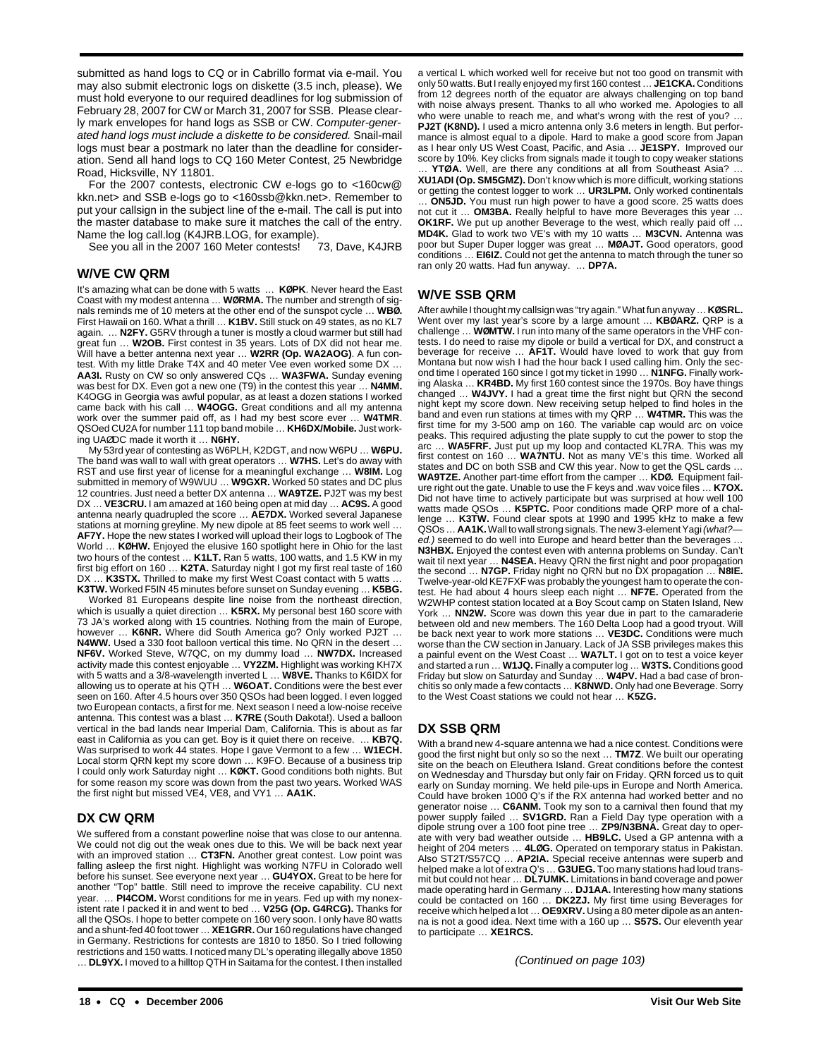submitted as hand logs to CQ or in Cabrillo format via e-mail. You may also submit electronic logs on diskette (3.5 inch, please). We must hold everyone to our required deadlines for log submission of February 28, 2007 for CW or March 31, 2007 for SSB. Please clearly mark envelopes for hand logs as SSB or CW. *Computer-generated hand logs must include a diskette to be considered.* Snail-mail logs must bear a postmark no later than the deadline for consideration. Send all hand logs to CQ 160 Meter Contest, 25 Newbridge Road, Hicksville, NY 11801.

For the 2007 contests, electronic CW e-logs go to <160cw@kkn.net> and SSB e-logs go to <160ssb@kkn.net>. Remember to put your callsign in the subject line of the e-mail. The call is put into the master database to make sure it matches the call of the entry. Name the log call.log (K4JRB.LOG, for example).

See you all in the 2007 160 Meter contests! 73, Dave, K4JRB

## W/VE CW QRM

It's amazing what can be done with 5 watts … **KØPK**. Never heard the East Coast with my modest antenna … **WØRMA.** The number and strength of signals reminds me of 10 meters at the other end of the sunspot cycle … **WBØ.** First Hawaii on 160. What a thrill … **K1BV.** Still stuck on 49 states, as no KL7 again. … **N2FY.** G5RV through a tuner is mostly a cloud warmer but still had great fun … **W2OB.** First contest in 35 years. Lots of DX did not hear me. Will have a better antenna next year … **W2RR (Op. WA2AOG)**. A fun contest. With my little Drake T4X and 40 meter Vee even worked some DX … **AA3I.** Rusty on CW so only answered CQs … **WA3FWA.** Sunday evening was best for DX. Even got a new one (T9) in the contest this year … **N4MM.** K4OGG in Georgia was awful popular, as at least a dozen stations I worked came back with his call … **W4OGG.** Great conditions and all my antenna work over the summer paid off, as I had my best score ever … **W4TMR**. QSOed CU2A for number 111 top band mobile … **KH6DX/Mobile.** Just working UAØDC made it worth it … **N6HY.**

My 53rd year of contesting as W6PLH, K2DGT, and now W6PU … **W6PU.** The band was wall to wall with great operators … **W7HS.** Let's do away with RST and use first year of license for a meaningful exchange … **W8IM.** Log submitted in memory of W9WUU … **W9GXR.** Worked 50 states and DC plus 12 countries. Just need a better DX antenna … **WA9TZE.** PJ2T was my best DX … **VE3CRU.** I am amazed at 160 being open at mid day … **AC9S.** A good antenna nearly quadrupled the score … **AE7DX.** Worked several Japanese stations at morning greyline. My new dipole at 85 feet seems to work well … **AF7Y.** Hope the new states I worked will upload their logs to Logbook of The World … **KØHW.** Enjoyed the elusive 160 spotlight here in Ohio for the last two hours of the contest … **K1LT.** Ran 5 watts, 100 watts, and 1.5 KW in my first big effort on 160 … **K2TA.** Saturday night I got my first real taste of 160 DX … **K3STX.** Thrilled to make my first West Coast contact with 5 watts … **K3TW.** Worked F5IN 45 minutes before sunset on Sunday evening … **K5BG.**

Worked 81 Europeans despite line noise from the northeast direction, which is usually a quiet direction … **K5RX.** My personal best 160 score with 73 JA's worked along with 15 countries. Nothing from the main of Europe, however … **K6NR.** Where did South America go? Only worked PJ2T … **N4WW.** Used a 330 foot balloon vertical this time. No QRN in the desert … **NF6V.** Worked Steve, W7QC, on my dummy load … **NW7DX.** Increased activity made this contest enjoyable … **VY2ZM.** Highlight was working KH7X with 5 watts and a 3/8-wavelength inverted L … **W8VE.** Thanks to K6IDX for allowing us to operate at his QTH … **W6OAT.** Conditions were the best ever seen on 160. After 4.5 hours over 350 QSOs had been logged. I even logged two European contacts, a first for me. Next season I need a low-noise receive antenna. This contest was a blast … **K7RE** (South Dakota!). Used a balloon vertical in the bad lands near Imperial Dam, California. This is about as far east in California as you can get. Boy is it quiet there on receive. … **KB7Q.** Was surprised to work 44 states. Hope I gave Vermont to a few … **W1ECH.** Local storm QRN kept my score down … K9FO. Because of a business trip I could only work Saturday night … **KØKT.** Good conditions both nights. But for some reason my score was down from the past two years. Worked WAS the first night but missed VE4, VE8, and VY1 … **AA1K.**

## DX CW QRM

We suffered from a constant powerline noise that was close to our antenna. We could not dig out the weak ones due to this. We will be back next year with an improved station … **CT3FN.** Another great contest. Low point was falling asleep the first night. Highlight was working N7FU in Colorado well before his sunset. See everyone next year … **GU4YOX.** Great to be here for another "Top" battle. Still need to improve the receive capability. CU next year. … **PI4COM.** Worst conditions for me in years. Fed up with my nonexistent rate I packed it in and went to bed … **V25G (Op. G4RCG).** Thanks for all the QSOs. I hope to better compete on 160 very soon. I only have 80 watts and a shunt-fed 40 foot tower … **XE1GRR.** Our 160 regulations have changed in Germany. Restrictions for contests are 1810 to 1850. So I tried following restrictions and 150 watts. I noticed many DL's operating illegally above 1850 … **DL9YX.** I moved to a hilltop QTH in Saitama for the contest. I then installed a vertical L which worked well for receive but not too good on transmit with only 50 watts. But I really enjoyed my first 160 contest … **JE1CKA.** Conditions from 12 degrees north of the equator are always challenging on top band with noise always present. Thanks to all who worked me. Apologies to all who were unable to reach me, and what's wrong with the rest of you? … **PJ2T (K8ND).** I used a micro antenna only 3.6 meters in length. But performance is almost equal to a dipole. Hard to make a good score from Japan as I hear only US West Coast, Pacific, and Asia … **JE1SPY.** Improved our score by 10%. Key clicks from signals made it tough to copy weaker stations … **YTØA.** Well, are there any conditions at all from Southeast Asia? … **XU1ADI (Op. SM5GMZ).** Don't know which is more difficult, working stations or getting the contest logger to work … **UR3LPM.** Only worked continentals … **ON5JD.** You must run high power to have a good score. 25 watts does not cut it … **OM3BA.** Really helpful to have more Beverages this year … **OK1RF.** We put up another Beverage to the west, which really paid off … **MD4K.** Glad to work two VE's with my 10 watts … **M3CVN.** Antenna was poor but Super Duper logger was great … **MØAJT.** Good operators, good conditions … **EI6IZ.** Could not get the antenna to match through the tuner so ran only 20 watts. Had fun anyway. … **DP7A.**

## W/VE SSB QRM

After awhile I thought my callsign was "try again." What fun anyway … **KØSRL.** Went over my last year's score by a large amount … **KBØARZ.** QRP is a challenge … **WØMTW.** I run into many of the same operators in the VHF contests. I do need to raise my dipole or build a vertical for DX, and construct a beverage for receive … **AF1T.** Would have loved to work that guy from Montana but now wish I had the hour back I used calling him. Only the second time I operated 160 since I got my ticket in 1990 … **N1NFG.** Finally working Alaska … **KR4BD.** My first 160 contest since the 1970s. Boy have things changed … **W4JVY.** I had a great time the first night but QRN the second night kept my score down. New receiving setup helped to find holes in the band and even run stations at times with my QRP … **W4TMR.** This was the first time for my 3-500 amp on 160. The variable cap would arc on voice peaks. This required adjusting the plate supply to cut the power to stop the arc … **WA5FRF.** Just put up my loop and contacted KL7RA. This was my first contest on 160 … **WA7NTU.** Not as many VE's this time. Worked all states and DC on both SSB and CW this year. Now to get the QSL cards … **WA9TZE.** Another part-time effort from the camper … **KDØ.** Equipment failure right out the gate. Unable to use the F keys and .wav voice files … **K7OX.** Did not have time to actively participate but was surprised at how well 100 watts made QSOs … **K5PTC.** Poor conditions made QRP more of a challenge … **K3TW.** Found clear spots at 1990 and 1995 kHz to make a few QSOs … **AA1K.** Wall to wall strong signals. The new 3-element Yagi *(what?—ed.)* seemed to do well into Europe and heard better than the beverages … **N3HBX.** Enjoyed the contest even with antenna problems on Sunday. Can't wait til next year … **N4SEA.** Heavy QRN the first night and poor propagation the second … **N7GP.** Friday night no QRN but no DX propagation … **N8IE.** Twelve-year-old KE7FXF was probably the youngest ham to operate the contest. He had about 4 hours sleep each night … **NF7E.** Operated from the W2WHP contest station located at a Boy Scout camp on Staten Island, New York … **NN2W.** Score was down this year due in part to the camaraderie between old and new members. The 160 Delta Loop had a good tryout. Will be back next year to work more stations … **VE3DC.** Conditions were much worse than the CW section in January. Lack of JA SSB privileges makes this a painful event on the West Coast … **WA7LT.** I got on to test a voice keyer and started a run … **W1JQ.** Finally a computer log … **W3TS.** Conditions good Friday but slow on Saturday and Sunday … **W4PV.** Had a bad case of bronchitis so only made a few contacts … **K8NWD.** Only had one Beverage. Sorry to the West Coast stations we could not hear … **K5ZG.**

## DX SSB QRM

With a brand new 4-square antenna we had a nice contest. Conditions were good the first night but only so so the next … **TM7Z**. We built our operating site on the beach on Eleuthera Island. Great conditions before the contest on Wednesday and Thursday but only fair on Friday. QRN forced us to quit early on Sunday morning. We held pile-ups in Europe and North America. Could have broken 1000 Q's if the RX antenna had worked better and no generator noise … **C6ANM.** Took my son to a carnival then found that my power supply failed … **SV1GRD.** Ran a Field Day type operation with a dipole strung over a 100 foot pine tree … **ZP9/N3BNA.** Great day to operate with very bad weather outside … **HB9LC.** Used a GP antenna with a height of 204 meters … **4LØG.** Operated on temporary status in Pakistan. Also ST2T/S57CQ … **AP2IA.** Special receive antennas were superb and helped make a lot of extra Q's … **G3UEG.** Too many stations had loud transmit but could not hear … **DL7UMK.** Limitations in band coverage and power made operating hard in Germany … **DJ1AA.** Interesting how many stations could be contacted on 160 … **DK2ZJ.** My first time using Beverages for receive which helped a lot … **OE9XRV.** Using a 80 meter dipole as an antenna is not a good idea. Next time with a 160 up … **S57S.** Our eleventh year to participate … **XE1RCS.**

*(Continued on page 103)*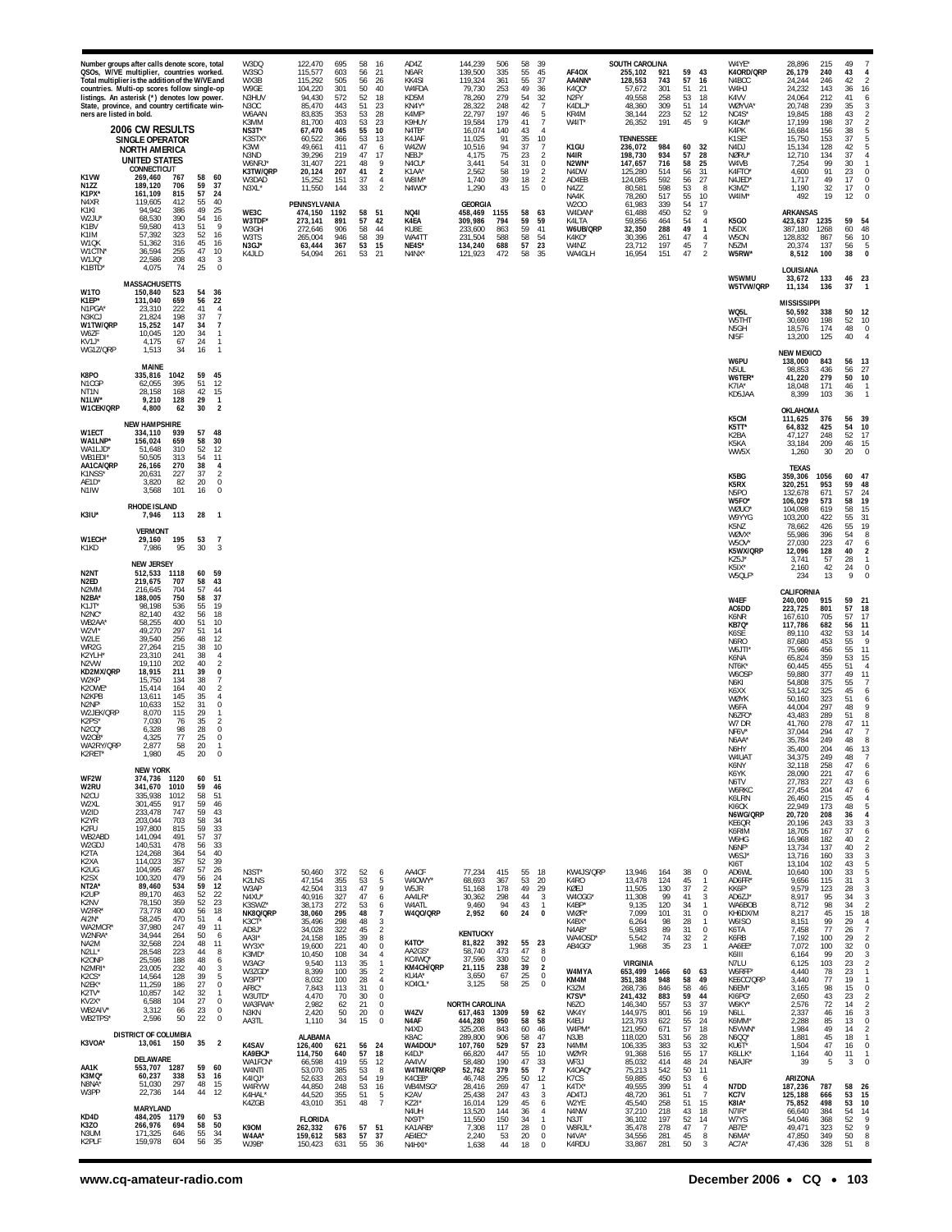Number groups after calls denote score, total QSOs, W/VE multiplier, countries worked. Total multiplier is the addition of the W/VE and countries. Multi-op scores follow single-op listings. An asterisk (*) denotes low power. State, province, and country certificate winners are listed in bold.

## 2006 CW RESULTS

### SINGLE OPERATOR

### NORTH AMERICA

### UNITED STATES

**CONNECTICUT**

**K1VW 269,460 767 58 60**
N1ZZ 189,120 706 59 37
**K1PX* 161,109 815 57 24**
N4XR 119,605 412 55 40
K1KI 94,942 386 49 25
W2JU* 68,530 390 54 16
K1BV 59,580 413 51 9
K1IM 57,392 323 52 16
W1QK 51,362 316 45 16
W1CTN* 36,594 255 47 10
W1JQ* 22,586 208 43 3
K1BTD* 4,075 74 25 0

**MASSACHUSETTS**

**W1TO 150,840 523 54 36**
**K1EP* 131,040 659 56 22**
N1PGA* 23,310 222 41 4
N3KCJ 21,824 198 37 7
**W1TW/QRP 15,252 147 34 7**
W6ZF 10,045 120 34 1
KV1J* 4,175 67 24 1
WG1Z/QRP 1,513 34 16 1

**MAINE**

**K8PO 335,816 1042 59 45**
N1OGP 62,055 395 51 12
NT1N 28,158 168 42 15
**N1LW* 9,210 128 29 1**
**W1CEK/QRP 4,800 62 30 2**

**NEW HAMPSHIRE**

**W1ECT 334,110 939 57 48**
**WA1LNP* 156,024 659 58 30**
WA1LJD* 51,648 310 52 12
WB1EDI* 50,505 313 54 11
**AA1CA/QRP 26,166 270 38 4**
K1NSS* 20,631 227 37 2
AE1D* 3,820 82 20 0
N1IW 3,568 101 16 0

**RHODE ISLAND**

**K3IU* 7,946 113 28 1**

**VERMONT**

**W1ECH* 29,160 195 53 7**
K1KD 7,986 95 30 3

**NEW JERSEY**

**N2NT 512,533 1118 60 59**
N2ED 219,675 707 58 43
N2MM 216,645 704 57 44
**N2BA* 188,005 750 58 37**
K1JT* 98,198 536 55 19
N2NC* 82,140 432 56 18
WB2AA* 58,255 400 51 10
W2VI* 49,270 297 51 14
W2LE 39,540 256 48 12
WR2G 27,264 215 38 10
K2YLH* 23,310 241 38 4
N2VW 19,110 202 40 2
**KD2MX/QRP 18,915 211 39 0**
W2KP 15,750 134 38 7
K2OWE* 15,414 164 40 2
N2KPB 13,611 145 35 4
N2NP* 10,633 152 31 0
W2JEK/QRP 8,070 115 29 1
K2PS* 7,030 76 35 2
N2CQ* 6,328 98 28 0
W2OB* 4,325 77 25 0
WA2RY/QRP 2,877 58 20 1
K2RET* 1,980 45 20 0

**NEW YORK**

**WF2W 374,736 1120 60 51**
**W2RU 341,670 1010 59 46**
N2CU 335,938 1012 58 51
W2XL 301,455 917 59 46
W2ID 233,478 747 59 43
K2YR 203,044 703 58 34
K2FU 197,800 815 59 33
WB2ABD 141,094 491 57 37
W2GDJ 140,531 478 56 33
K2TA 124,268 364 54 40
K2XA 114,023 357 52 39
K2UG 104,995 487 57 26
K2SX 100,320 479 56 24
**NT2A* 89,460 534 59 12**
K2UF* 89,170 463 52 22
K2NV 78,150 359 52 23
W2RR* 73,778 400 56 18
AI2N* 58,245 470 51 4
WA2MCR* 37,980 247 49 11
W2NRA* 34,944 264 50 6
NA2M 32,568 224 48 11
N2LL* 28,548 223 44 8
K2ONP 25,596 188 48 6
N2MRI* 23,005 232 40 3
K2CS* 14,564 128 39 5
N2BK* 11,259 186 27 0
K2TV* 10,857 142 32 1
KV2X* 6,588 104 27 0
WB2AIV* 3,312 66 23 0
WB2TPS* 2,596 50 22 0

**DISTRICT OF COLUMBIA**

**K3VOA* 13,061 150 35 2**

**DELAWARE**

**AA1K 553,707 1287 59 60**
**K3MQ* 60,237 338 53 16**
N8NA* 51,030 297 48 15
W3PP 22,736 144 44 12

**MARYLAND**

**KD4D 484,205 1179 60 53**
K3ZO 266,976 694 58 50
N3UM 171,325 646 55 34
K2PLF 159,978 604 56 35
W3DQ 122,470 695 58 16
W3SO 115,577 603 56 21
WX3B 115,292 505 56 26
W9GE 104,220 301 50 40
N3HUV 94,430 572 52 18
N3OC 85,470 443 51 23
W6AAN 83,835 353 53 28
K3MM 81,700 403 53 23
**NS3T* 67,470 445 55 10**
K3STX* 60,522 366 53 13
K3WI 49,661 411 47 6
N3ND 39,296 219 47 17
W6NRJ* 31,407 221 48 9
**K3TW/QRP 20,124 207 41 2**
W3DAD 15,252 151 37 4
N3XL* 11,550 144 33 2

**PENNSYLVANIA**

**WE3C 474,150 1192 58 51**
**W3TDF* 273,141 891 57 42**
W3GH 272,646 906 58 44
W3TS 265,004 946 58 39
**N3GJ* 63,444 367 53 15**
K4JLD 54,094 261 53 21
N3ST* 50,460 372 52 6
K2LNS 47,154 355 53 5
W3AP 42,504 313 47 9
N4XU* 40,916 327 47 6
K3SWZ* 38,173 272 53 6
**NK8Q/QRP 38,060 295 48 7**
K3CT* 35,496 298 48 3
AD8J* 34,028 322 45 2
AA3I* 24,158 185 39 8
WY3X* 19,600 221 40 0
K3MD* 10,450 108 34 4
W3AG* 9,540 113 35 1
W3ZGD* 8,399 100 35 2
W3PT* 8,032 100 28 4
AF8C* 7,843 113 31 0
W3UTD* 4,470 70 30 0
WA3FWA* 2,982 62 21 0
N3KN 2,420 50 20 0
AA3TL 1,110 34 15 0

**ALABAMA**

**K4SAV 126,400 621 56 24**
**KA9EKJ* 114,750 640 57 18**
WA1FCN* 66,598 419 55 12
W4NTI 53,070 385 53 8
K4IQJ* 52,633 263 54 19
W4RYW 44,850 248 53 16
K4HAL* 44,520 355 51 5
K4ZGB 43,010 351 48 7

**FLORIDA**

**K9OM 262,332 676 57 51**
**W4AA* 159,612 583 57 37**
WJ9B* 150,423 631 55 36
AD4Z 144,239 506 58 39
N6AR 139,500 335 55 45
KK4SI 119,324 361 55 37
W4FDA 79,730 253 49 36
KD5M 78,260 279 54 32
KN4Y* 28,322 248 42 7
K4MF* 22,797 197 46 5
K9HUY 19,584 179 41 7
N4TB* 16,074 140 43 4
K4JAF 11,025 91 35 10
W4ZW 10,516 94 37 7
NE8J* 4,175 75 23 2
N4OU* 3,441 54 31 0
K1AA* 2,562 58 19 2
W8IM* 1,740 39 18 2
N4WO* 1,290 43 15 0

**GEORGIA**

**NQ4I 458,469 1155 58 63**
K4EA 309,986 794 59 59
KU8E 233,600 863 59 41
WA4TT 231,504 588 58 54
**NE4S* 134,240 688 57 23**
N4NX* 121,923 472 58 35
AA4CF 77,234 415 55 18
W4OWY* 68,693 367 53 20
W5JR 51,168 178 49 29
AA4LR* 30,362 298 44 3
W4ATL 9,460 94 43 1
**W4QO/QRP 2,952 60 24 0**

**KENTUCKY**

**K4TO* 81,822 392 55 23**
AA2GS* 58,740 473 47 8
KC4WQ* 37,596 330 52 0
**KM4CH/QRP 21,115 238 39 2**
KU4A* 3,650 67 25 0
KO4OL* 3,125 58 25 0

**NORTH CAROLINA**

**W4ZV 617,463 1309 59 62**
N4AF 444,280 950 58 58
N4XD 325,208 843 60 46
K8AC 289,800 906 58 47
**WA4DOU* 107,760 529 57 23**
K4DJ* 66,820 447 55 10
AA4VV 58,480 190 47 33
**W4TMR/QRP 52,762 379 55 7**
K4CEB* 46,748 295 50 12
WB4MSG* 28,416 269 47 1
K2AV 25,438 247 43 3
KZ2I* 16,014 129 45 6
N4UH 13,520 144 36 4
NX9T* 11,550 150 34 1
KA1ARB* 7,308 117 28 0
AE4EC* 2,240 53 20 0
N4HXI* 1,638 44 18 0

**SOUTH CAROLINA**

**AF4OX 255,102 921 59 43**
**AA4NN* 128,553 743 57 16**
K4QO* 57,672 301 51 21
N2FY 49,558 258 53 18
K4DLJ* 48,360 309 51 14
KR4M 38,144 223 52 12
W4IT* 26,352 191 45 9

**TENNESSEE**

**K1GU 236,072 984 60 32**
N4IR 198,730 934 57 28
**N2WN* 147,657 716 58 25**
N4DW 125,280 514 56 31
AD4EB 124,085 592 56 27
N4ZZ 80,581 598 53 8
NA4K 78,260 517 55 10
W2OO 61,983 339 54 17
W4DAN* 61,488 450 52 9
K4LTA 59,856 464 54 4
**W6UB/QRP 32,350 288 49 1**
K4KO* 30,396 261 47 4
W4NZ 23,712 197 45 7
WA4GLH 16,954 151 47 2
KW4JS/QRP 13,946 164 38 0
K4RO 13,478 124 45 1
KØEJ 11,505 130 37 2
W4OGG* 11,308 99 41 3
K4BP* 9,135 120 34 1
WØRF* 7,099 101 31 0
K4BX* 6,264 98 28 1
N4AB* 5,983 89 31 0
WA4OSD* 5,542 74 32 2
AB4GG* 1,968 35 23 1

**VIRGINIA**

**W4MYA 653,499 1466 60 63**
KM4M 351,388 948 58 49
K3ZM 268,736 846 58 46
**K7SV* 241,432 883 59 44**
N6ZO 146,340 557 53 37
WK4Y 144,975 801 56 19
K4EU 123,793 622 55 24
W4PM* 121,950 671 57 18
N3JB 118,020 531 56 28
N4MM 106,335 383 53 32
WØYR 91,368 516 55 17
WF3J 85,032 414 48 24
K4OAQ* 75,213 542 50 11
K7CS 59,885 450 53 6
K4TX* 49,555 399 51 4
AD4TJ 48,720 361 51 7
W2YE 45,540 258 51 15
N4NW 37,210 218 43 18
N3JT 36,102 197 52 14
W8RJL* 35,478 278 47 7
N4VA* 34,556 281 45 8
K4RDU 33,867 281 50 3
W4YE* 28,896 215 49 7
**K4ORD/QRP 26,179 240 43 4**
N4BCC 24,244 246 42 2
W4HJ 24,232 143 36 16
K4VV 24,064 212 41 6
WØYVA* 20,748 239 35 3
NC4S* 19,845 188 43 2
K4GM* 17,199 198 37 2
K4PK 16,684 156 38 5
K1SE* 15,750 153 37 5
N4DJ 15,134 128 42 5
NØRU* 12,710 134 37 4
W4VB 7,254 99 30 1
K4FTO* 4,600 91 23 0
N4JED* 1,717 49 17 0
K3MZ* 1,190 32 17 0
W4IM* 492 19 12 0

**ARKANSAS**

**K5GO 423,637 1235 59 54**
N5DX 387,180 1268 60 48
W5ON 128,832 867 56 10
N5ZM 20,374 137 56 5
**W5RW* 8,512 100 38 0**

**LOUISIANA**

**W5WMU 33,672 133 46 23**
**W5TVW/QRP 11,134 136 37 1**

**MISSISSIPPI**

**WQ5L 50,592 338 50 12**
W5THT 30,690 198 52 10
N5GH 18,576 174 48 0
NI5F 13,200 125 40 4

**NEW MEXICO**

**W6PU 138,000 843 56 13**
N5UL 98,853 436 56 27
**W6TER* 41,220 279 50 10**
K7IA* 18,048 171 46 1
KD5JAA 8,399 103 36 1

**OKLAHOMA**

**K5CM 111,625 376 56 39**
**K5TT* 64,832 425 54 10**
K2BA 47,127 248 52 17
K5KA 33,184 209 46 15
WW5X 1,260 30 20 0

**TEXAS**

**K5BG 359,306 1056 60 47**
K5RX 320,251 953 59 48
N5PO 132,678 671 57 24
**W5FO* 106,029 573 58 19**
WØUO* 104,098 619 58 15
W9YYG 103,200 422 55 31
K5NZ 78,662 426 55 19
WØVX* 55,986 396 54 8
W5OV* 27,030 223 47 6
**K5WX/QRP 12,096 128 40 2**
KZ5J* 3,741 57 28 1
K5IX* 2,160 42 24 0
W5QLP* 234 13 9 0

**CALIFORNIA**

**W4EF 240,000 915 59 21**
AC6DD 223,725 801 57 18
K6NR 167,610 705 57 17
**KB7Q* 117,786 682 56 11**
K6SE 89,110 432 53 14
N6RO 87,680 453 55 9
W6JTI* 75,966 456 55 11
K6NA 65,824 359 53 15
NT6K* 60,445 455 51 4
W6OSP 59,880 377 49 11
N6KI 54,808 375 55 7
K6XX 53,142 325 45 6
WØYK 50,160 323 51 6
W6FA 44,004 297 48 9
N6ZFO* 43,483 289 51 8
W7DR 41,760 278 47 11
NF6V* 37,044 294 47 7
N6AA* 35,784 249 48 8
N6HY 35,400 204 46 13
W4UAT 34,375 249 48 7
K6NY 32,118 258 47 6
K6YK 28,090 221 47 6
N6TV 27,783 227 43 6
W6RKC 27,454 204 47 6
K6LRN 26,460 215 45 4
KI6CK 22,949 173 48 5
**N6WG/QRP 20,720 208 36 4**
KE6QR 20,196 243 33 3
K6RIM 18,705 167 37 6
W6HG 16,968 182 40 2
N6NF* 13,734 137 40 2
W6SJ* 13,716 160 33 3
KI6T 13,104 102 43 5
AD6WL 10,640 100 33 5
AD6FR* 9,656 115 31 3
KK6P* 9,579 123 28 3
AD6ZJ* 8,917 95 34 3
WA6BOB 8,712 98 34 2
KH6DX/M 8,217 45 15 18
W6ISO 8,151 99 29 4
K6TA 7,458 77 26 7
K6RB 7,192 100 29 2
AA6EE* 7,072 100 32 0
K6III 6,164 99 20 3
N7LU 6,125 103 23 2
W6RFP* 4,440 78 23 1
KE6CC/QRP 3,440 77 19 1
N6EM* 3,165 98 15 0
KI6PG* 2,650 43 23 2
W6KY* 2,576 72 14 2
N6LL 2,337 46 16 3
K6MM* 2,288 85 13 0
N5VWN* 1,984 49 14 2
N6QQ* 1,881 45 18 1
KU6T* 1,504 47 16 0
K6LLK* 1,164 40 11 1
N6AJR* 39 5 3 0

**ARIZONA**

**N7DD 187,236 787 58 26**
KC7V 125,188 666 53 15
**K8IA* 75,852 498 53 10**
N7IR* 66,640 384 54 14
W7YS 54,046 368 52 9
AB7E* 49,471 323 52 9
N6MA* 47,850 349 50 8
AC7A* 47,436 328 51 8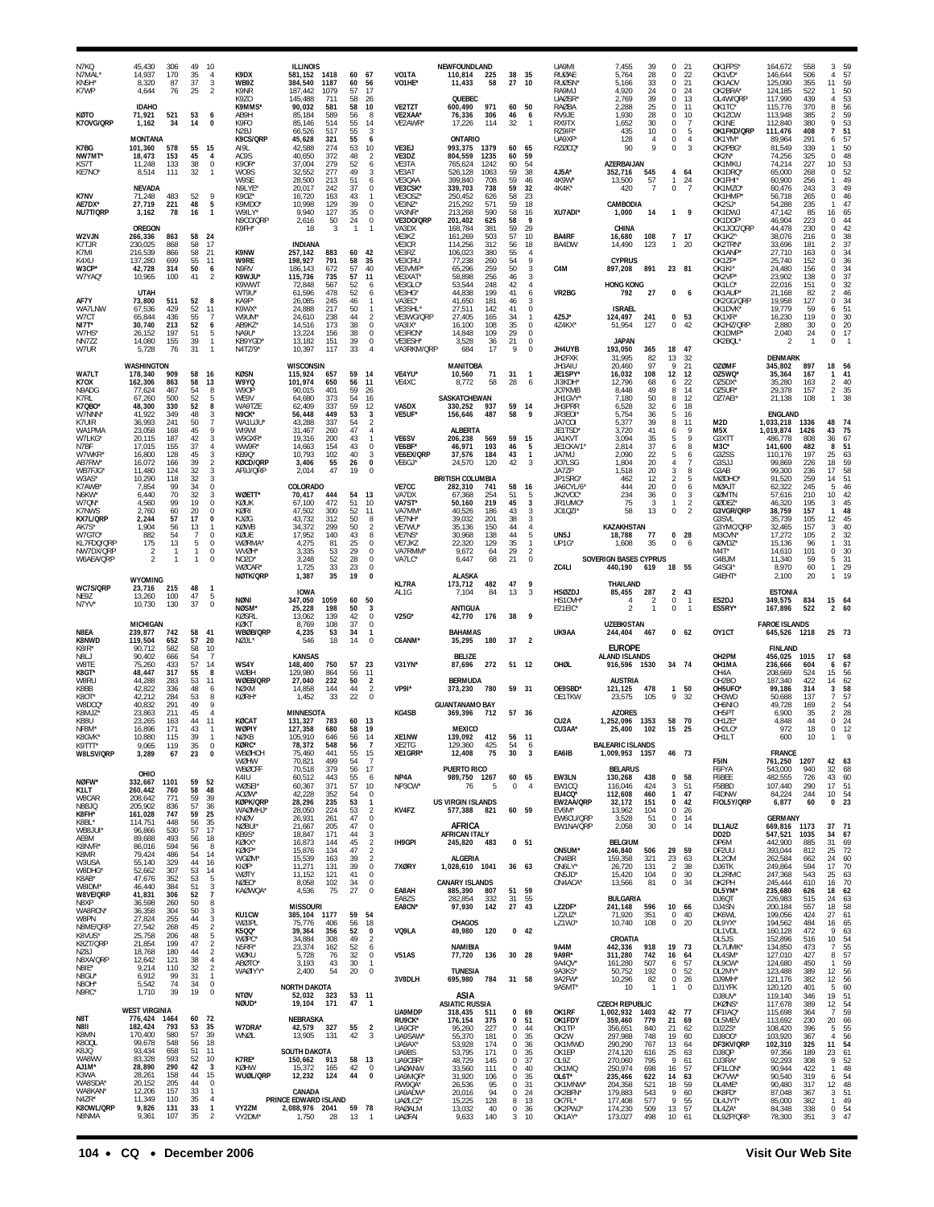N7KQ 45,430 306 49 10
N7MAL* 14,937 170 35 4
KN5H* 8,320 87 37 3
K7WP 4,644 76 25 2

**IDAHO**
KØTO 71,921 521 53 6
K7OVG/QRP 1,162 34 14 0

**MONTANA**
K7BG 101,360 578 55 15
NW7MT* 18,473 153 45 4
KS7T 11,248 133 38 0
KE7NO* 8,514 111 32 1

**NEVADA**
K7NV 71,248 483 52 9
AE7DX* 27,719 221 48 5
NU7T/QRP 3,162 78 16 1

**OREGON**
W2VJN 266,336 863 58 24
K7TJR 230,025 868 58 17
K7MI 216,539 866 58 21
K4XU 137,280 699 55 11
W3CP* 42,728 314 50 6
W7YAQ* 10,965 100 41 2

**UTAH**
AF7Y 73,800 511 52 8
WA7LNW 67,536 429 52 11
W7CT 65,844 436 55 7
NI7T* 30,740 213 52 6
W7HS* 26,152 197 51 5
NN7ZZ 14,080 155 39 1
W7UR 5,728 76 31 1

**WASHINGTON**
WA7LT 178,340 909 58 18
K7OX 162,306 863 58 13
N9ADG 77,624 467 54 8
K7RL 67,260 500 52 5
K7QBO* 48,300 330 52 8
W7NNN* 41,922 349 48 3
K7UIR 36,993 241 50 7
WA1PMA 23,058 168 45 9
W7LKG* 20,115 187 42 3
N7BF 17,015 155 37 4
W7WKR* 16,800 128 45 3
AB7RW* 16,072 166 39 2
WB7FJG* 11,480 124 32 3
W3AS* 10,290 118 32 3
K7AWB* 7,854 99 34 0
N6KW* 6,440 70 32 3
W7QN* 4,560 99 19 0
K7NWS 2,760 60 20 0
KK7L/QRP 2,244 57 17 0
AK7S* 1,904 56 13 1
W7GTO* 882 54 7 0
KL7PDQ/QRP 175 13 5 0
NW7DX/QRP 2 1 1 0
W6AEA/QRP 2 1 1 0

**WYOMING**
WC7S/QRP 23,716 215 48 1
NE9Z 13,260 100 47 5
N7YV* 10,730 130 37 0

**MICHIGAN**
N8EA 239,877 742 58 41
K8NWD 119,504 652 57 20
K8IR* 90,712 582 58 10
N8LJ 90,402 666 54 7
W8TE 75,260 433 57 14
K8GT* 48,447 317 55 8
W8RU 44,288 283 53 11
K8BB 42,822 336 48 6
K8OT* 42,212 284 53 8
W8DCQ* 40,832 291 49 9
K8MJZ* 23,863 211 45 4
KB8U 23,265 163 44 11
NF8M* 16,896 171 43 1
K8GVK* 10,880 115 39 1
K9TTT* 9,065 119 35 0
W8LSV/QRP 3,289 67 23 0

**OHIO**
NØFW* 332,667 1101 59 52
K1LT 260,442 760 58 48
W8CAR 208,642 771 59 39
N8BJQ 205,902 836 57 36
K8FH* 161,028 747 59 25
K8BL* 114,751 448 56 35
WB8JUI* 96,866 530 57 17
AE8M 89,688 493 56 18
K8NVR* 86,016 594 56 8
K8MR 79,424 486 54 14
W3USA 55,140 329 44 16
W8DHG* 52,662 307 53 14
K8AB* 47,676 352 53 5
W8IDM* 46,440 384 51 3
W8VE/QRP 41,831 306 52 7
N8XP 36,598 260 50 8
WA8RCN* 36,358 304 50 3
W8PN 27,824 255 44 3
N8ME/QRP 27,542 268 45 2
K8VUS* 25,758 206 48 5
K8ZT/QRP 21,854 199 47 2
NZ8J 18,768 180 44 2
N8XA/QRP 12,642 121 38 4
N8IE* 9,214 110 32 2
N8GU* 6,912 99 31 1
N8OH* 5,542 74 34 0
N9RC* 1,710 39 19 0

**WEST VIRGINIA**
N8T 776,424 1464 60 72
N8II 182,424 793 53 35
K8MN 170,400 580 57 39
K8OQL 99,678 548 56 18
K8JQ 93,434 658 51 11
WA8WV 83,328 593 52 10
AJ1M* 28,890 290 42 3
K3WA 28,261 158 44 15
WA8SDA* 20,152 205 44 0
WA8KAN* 12,206 157 33 1
N4ZR* 11,349 110 35 4
K8OWL/QRP 9,826 131 33 1
N8NMA 9,361 107 35 2

**ILLINOIS**
K9DX 581,152 1418 60 67
WB9Z 384,540 1187 60 56
K9NR 187,442 1079 57 17
K9ZO 145,488 711 58 26
K9MMS* 90,032 581 58 10
AB9H 85,184 589 56 8
N9FO 85,146 514 55 14
N2BJ 66,526 517 55 3
K9CS/QRP 45,628 321 55 6
AI9L 42,588 274 53 10
AC9S 40,650 372 48 2
K9OR* 37,004 279 52 6
WO9S 32,552 277 49 3
W9SE 28,500 213 51 6
N9LYE* 20,017 242 37 0
K9OZ* 16,720 163 43 1
K9MDO* 10,998 129 39 0
W9ILY* 9,940 127 35 0
N9CO/QRP 2,616 50 24 0
K9FH* 18 3 1 1

**INDIANA**
K9NW 257,142 883 60 42
W9RE 198,927 791 58 35
N9RV 186,143 672 57 40
K9WJU* 115,736 735 57 11
K9WWT 72,848 567 52 6
WT9U* 61,596 478 52 6
KA9F* 26,085 245 46 1
K9WX* 24,888 217 50 1
W9UM* 24,610 238 44 2
AB9KZ* 14,516 173 38 0
NA9U* 13,224 156 38 0
KB9YGD* 13,182 151 39 0
N4TZ/9* 10,397 117 33 4

**WISCONSIN**
KØSN 115,924 657 59 14
W9YQ 101,974 650 56 11
W9OP 90,015 401 59 26
WE9V 64,680 373 54 16
WA9TZE 62,409 337 59 12
N9OK* 56,448 449 53 3
WA1UJU* 43,288 337 54 2
W9WI 31,467 260 47 4
W9GXR* 19,316 200 43 1
WW9R* 14,663 154 43 0
KB9Q* 10,793 102 40 3
KØCD/QRP 3,406 55 26 0
AF9J/QRP 2,014 47 19 0

**COLORADO**
WØETT* 70,417 444 54 13
KØUK 67,100 472 51 10
KØRI 47,502 300 52 11
KJØG 43,732 312 50 8
KØWB 34,372 299 50 2
KØUE 17,952 140 43 8
WØRMA* 4,275 81 25 0
WVØH* 3,335 53 29 0
NOØD* 3,248 52 28 0
WØCAR* 1,725 33 23 0
NØTK/QRP 1,387 35 19 0

**IOWA**
NØNI 347,050 1059 60 50
NØSM* 25,228 198 50 3
KØSRL 13,062 139 42 0
KØKT 8,769 108 37 0
WBØB/QRP 4,235 53 34 1
NØZL* 546 18 14 0

**KANSAS**
WS4Y 148,400 750 57 23
WØBH 129,980 864 56 11
WEØB/QRP 27,040 232 50 2
NØXM 14,858 144 44 2
KØRH* 1,452 33 22 0

**MINNESOTA**
KØCAT 131,327 783 60 13
WØPIY 127,358 680 58 19
NØXB 105,910 646 56 14
KØRC* 78,372 548 56 7
WBØHCH 75,460 441 55 15
WØHW 70,821 499 54 7
WBØCFF 70,518 379 56 17
K4IU 60,512 443 55 6
WØSEI* 60,367 371 57 10
ACØW* 42,228 352 54 0
KØPK/QRP 28,296 235 53 1
WAØMHJ* 28,050 224 53 2
KNØV 26,931 261 47 0
NØBUI* 21,667 205 47 0
KB9S* 18,847 171 44 3
KØKX* 16,873 144 45 2
KØKP* 15,876 134 47 2
WGØM* 15,539 163 39 2
KIØP* 11,271 131 39 0
WØTY 11,152 121 41 0
NØEO* 8,058 102 34 0
KAØWQA* 4,536 75 27 0

**MISSOURI**
KU1CW 385,104 1177 59 54
WØJPL 75,776 406 56 18
KSØQ* 39,364 356 52 0
WØPC* 34,884 308 49 2
N5RR* 23,374 162 52 6
WØKU 5,728 76 32 0
ABØTO* 3,193 43 30 1
WAØYYY* 2,400 54 20 0

**NORTH DAKOTA**
NTØV 52,032 323 53 11
NØUD* 19,104 171 47 1

**NEBRASKA**
W7DRA* 42,579 327 55 2
WNØL 13,905 131 42 3

**SOUTH DAKOTA**
K7RE* 150,662 913 58 13
KØHW 15,372 165 42 0
WUØL/QRP 12,232 124 44 0

**CANADA**

**PRINCE EDWARD ISLAND**
VY2ZM 2,088,976 2041 59 78
VY2DM* 1,750 28 13 1

**NEWFOUNDLAND**
VO1TA 110,814 225 38 35
VO1HE* 11,433 58 27 10

**QUEBEC**
VE2TZT 600,490 971 60 50
VE2XAA* 76,336 306 46 6
VE2AWR* 17,226 114 32 1

**ONTARIO**
VE3EJ 993,375 1379 60 65
VE3DZ 804,559 1235 60 59
VE3TA 765,624 1242 60 54
VE3AT 526,128 1063 59 38
VE3QAA 399,840 708 59 46
VE3CSK* 339,703 738 59 32
VE3OSZ* 250,452 626 58 23
VE3NZ* 215,292 571 59 18
VA3NR* 213,268 590 58 16
VE3DO/QRP 201,402 625 58 9
VA3DX 168,784 381 59 29
VE3KZ 161,269 503 57 10
VE3CR 114,256 312 56 18
VE3RZ 106,023 380 55 4
VE3CRU 77,238 260 54 9
VE3VMP* 65,296 259 50 3
VE3XAT* 58,898 256 46 3
VE3GLO* 53,544 248 42 4
VE3HG* 44,838 199 41 6
VA3EC* 41,650 181 46 3
VE3SHL* 27,511 142 41 0
VE3WG/QRP 27,405 165 34 1
VA3IX* 16,100 108 35 0
VE3RCN* 14,848 109 29 0
VE3ESH* 3,528 36 21 0
VA3RKM/QRP 684 17 9 0

**MANITOBA**
VE4YU* 10,560 71 31 1
VE4XC 8,772 58 28 6

**SASKATCHEWAN**
VA5DX 330,252 937 59 14
VE5UF* 156,646 487 58 9

**ALBERTA**
VE6SV 206,238 569 59 15
VE6BF* 46,971 193 46 5
VE6EX/QRP 37,576 184 43 1
VE6GJ* 24,570 120 42 3

**BRITISH COLUMBIA**
VE7CC 282,310 741 58 16
VA7DX 67,368 254 51 5
VA7ST* 50,160 219 45 3
VA7MM* 40,526 186 43 3
VE7NH* 39,032 201 38 3
VE7WU* 35,136 150 44 4
VE7NS* 30,968 138 44 5
VE7JKZ 22,320 129 35 1
VA7RMM* 9,672 64 29 2
VA7LC* 6,447 68 21 0

**ALASKA**
KL7RA 173,712 482 47 9
AL1G 7,104 84 13 3

**ANTIGUA**
V25G* 42,770 176 38 9

**BAHAMAS**
C6ANM* 35,295 180 37 2

**BELIZE**
V31YN* 87,696 272 51 12

**BERMUDA**
VP9I* 373,230 780 59 31

**GUANTANAMO BAY**
KG4SB 369,396 712 57 36

**MEXICO**
XE1NW 139,092 412 56 11
XE2TG 129,360 425 54 6
XE1GRR* 12,408 75 30 3

**PUERTO RICO**
NP4A 989,750 1267 60 65
NP3CW* 76 5 0 4

**US VIRGIN ISLANDS**
KV4FZ 577,388 821 60 59

**AFRICA**

**AFRICAN ITALY**
IH9GPI 245,820 483 0 51

**ALGERIA**
7XØRY 1,028,610 1041 36 63

**CANARY ISLANDS**
EA8AH 885,390 807 51 59
EA8ZS 282,854 332 31 55
EA8CN* 97,930 142 27 43

**CHAGOS**
VQ9LA 49,980 120 0 42

**NAMIBIA**
V51AS 77,720 136 30 28

**TUNISIA**
3V8DLH 695,980 784 31 58

**ASIA**

**ASIATIC RUSSIA**
UA9MDP 318,435 511 0 69
RU9CK* 176,154 375 0 51
UA9CR* 95,260 227 0 44
UA9SAW* 55,370 181 0 35
UA9AX* 53,928 174 0 36
UA9BS 53,795 171 0 35
UA9CBR* 48,729 145 0 37
UAØANW 33,560 111 0 40
UA9MQR* 31,920 106 0 35
RW9QA* 26,536 95 0 31
UA9ADW* 20,016 94 0 24
UAØLCZ* 15,225 128 0 15
RAØALM 13,032 46 0 36
UAØFAI 9,633 140 3 10
UA9MI 7,455 39 0 21
RUØAE 5,764 28 0 22
RUØSN* 5,166 33 0 21
RA9MJ 4,920 24 0 24
UAØSR* 2,769 39 0 13
RAØBA 2,288 25 0 11
RV9JE 1,930 28 0 10
RX9TX 1,652 30 0 7
RZ9IR* 435 10 0 5
UA9XP* 128 4 0 4
RZØCQ* 90 9 0 3

**AZERBAIJAN**
4J5A* 352,716 545 4 64
4K9W* 13,500 57 1 24
4K4K* 420 7 0 7

**CAMBODIA**
XU7ADI* 1,000 14 1 9

**CHINA**
BA4RF 16,680 108 7 17
BA4DW 14,490 123 1 20

**CYPRUS**
C4M 897,208 891 23 81

**HONG KONG**
VR2BG 792 27 0 6

**ISRAEL**
4Z5J* 124,497 241 0 53
4Z4KX* 51,954 127 0 42

**JAPAN**
JH4UYB 193,050 365 18 47
JH2FXK 31,995 82 13 32
JH3AIU 20,460 97 9 21
JE1SPY* 16,032 108 12 12
JI3KDH* 12,796 68 6 22
JO7KMB 8,448 49 8 14
JH1GVY* 7,180 50 8 12
JH3PRR 6,528 32 6 18
JR3EOI* 5,754 36 5 16
JA7COI 5,377 39 8 11
JE1TSD* 3,720 41 6 9
JA1KVT 3,094 35 5 9
JE1CKA/1* 2,814 37 6 8
JA7MJ 2,090 22 5 6
JO7LSG 1,804 20 4 7
JA7ZP 1,518 20 3 8
JP1SRG* 462 12 2 5
JA6CYL/6* 444 20 0 6
JK2VOC* 234 36 0 3
JR1UMO* 75 3 1 2
JO1QZI* 58 13 0 2

**KAZAKHSTAN**
UN5J 18,788 77 0 28
UP1G* 1,608 35 0 6

**SOVERIGN BASES CYPRUS**
ZC4LI 440,190 619 18 55

**THAILAND**
HSØZDJ 85,455 287 2 43
HS1CVH* 4 2 0 1
E21EIC* 2 1 0 1

**UZBEKISTAN**
UK9AA 244,404 467 0 62

**EUROPE**

**ALAND ISLANDS**
OHØL 916,596 1530 34 74

**AUSTRIA**
OE9SBD* 121,125 478 1 50
OE1TKW 23,575 105 9 32

**AZORES**
CU2A 1,252,096 1353 58 70
CU3AA* 25,400 102 15 25

**BALEARIC ISLANDS**
EA6IB 1,009,953 1357 46 73

**BELARUS**
EW3LN 130,268 438 0 58
EW1CQ 116,046 424 3 51
EU4CQ* 112,608 460 1 47
EW2AA/QRP 32,172 151 0 42
EV6M* 13,962 104 0 26
EW6CU/QRP 3,528 51 0 14
EW1NA/QRP 2,058 30 0 14

**BELGIUM**
ON5UM* 246,840 506 29 59
ON4BR 159,358 321 23 63
ON6LY* 26,720 131 2 38
ON5JD* 15,420 104 0 30
ON4ACA* 13,566 81 0 34

**BULGARIA**
LZ2DF* 241,148 596 10 66
LZ2UZ* 71,920 351 0 40
LZ1WJ* 14,740 108 0 20

**CROATIA**
9A4M 442,336 918 19 73
9A9R* 311,280 742 16 64
9A4QV* 161,280 507 6 57
9A3KS* 50,752 192 0 52
9A2FW* 10,296 82 0 26
9A5MT* 10 1 1 0

**CZECH REPUBLIC**
OK1RF 1,002,932 1403 42 77
OK1FDY 359,460 779 21 69
OK1TP 356,651 840 21 62
OK2W 297,988 748 19 60
OK1MWD 290,290 767 13 64
OK1EP 274,120 616 25 63
OL9Z 270,060 795 9 61
OK1MQ 250,974 698 16 57
OL6T* 235,466 622 14 63
OK1MNW* 204,358 521 18 59
OK2BFN* 179,883 543 9 60
OK7FL* 177,408 577 9 55
OK2PWJ* 174,230 509 13 57
OK1AY* 173,027 498 10 61
OK1FPS* 164,672 558 3 59
OK1VD* 146,644 506 4 57
OK1AOV 125,090 355 11 59
OK2BRA* 124,185 522 1 50
OL4W/QRP 117,990 439 4 53
OK1TC* 115,776 370 8 56
OK1ZOW 113,948 385 2 59
OK1NE 112,840 380 9 53
OK1FKD/QRP 111,476 408 7 51
OK1YM* 89,964 291 6 57
OK2PBG* 81,549 339 1 50
OK2N* 74,256 325 0 48
OK1MKU 74,214 227 10 53
OK1DRQ* 65,000 268 0 52
OK1FHI* 60,900 256 1 49
OK1MZO* 60,476 243 3 49
OK1HMP* 56,718 265 0 46
OK2SJ* 54,288 235 1 47
OK1DWJ 47,142 85 16 65
OK1DOP* 46,904 223 0 44
OK1JOC/QRP 44,478 230 0 42
OK1KZ* 38,076 216 0 38
OK2TRN* 33,696 181 2 37
OK1ANP* 27,710 163 0 34
OK1ZP* 25,740 152 0 36
OK1KI* 24,480 156 0 34
OK2VP* 23,902 138 0 37
OK1LO* 22,016 151 0 32
OK1AUP* 21,168 82 2 46
OK2GG/QRP 19,958 127 0 34
OK1DVK* 19,779 59 6 51
OK1XR* 16,230 119 0 30
OK2HZ/QRP 2,880 30 0 20
OK1DMP* 2,040 24 0 17
OK2BQL* 2 1 0 1

**DENMARK**
OZØMF 345,802 897 18 56
OZ5WQ* 35,364 167 1 41
OZ5DX* 35,280 163 2 40
OZ5UR* 29,378 157 2 35
OZ7AEI* 21,138 108 1 38

**ENGLAND**
M2D 1,033,218 1336 48 74
M5X 1,019,874 1426 43 75
G3XTT 486,778 808 36 67
M3C* 141,600 482 8 51
G3ZSS 110,176 197 25 63
G3SJJ 99,869 226 18 59
G3AB 99,300 236 17 58
MØDHO* 91,520 259 14 51
MØAJT 62,322 245 5 46
GØMTN 57,616 210 10 42
GØDEZ* 46,320 195 3 45
G3VGR/QRP 38,759 157 1 48
G3SVL 35,739 105 12 45
G3YMC/QRP 32,465 157 3 40
M3CVN* 17,272 105 2 32
GØVDZ* 15,136 96 1 31
M4T* 14,610 101 0 30
G4BJM 11,340 59 5 31
G4SGI* 8,970 60 1 29
G4EHT* 2,100 20 1 19

**ESTONIA**
ES2DJ 349,575 834 15 64
ES5RY* 167,896 522 2 60

**FAROE ISLANDS**
OY1CT 645,526 1218 25 73

**FINLAND**
OH2PM 456,025 1015 17 68
OH1MA 236,666 604 6 67
OH4A 208,669 524 15 56
OH2BO 187,340 422 14 62
OH5UFO* 99,186 314 3 58
OH3WD 50,688 137 7 57
OH6NIO 49,728 169 2 54
OH6PT 6,900 35 2 28
OH1ZE* 4,848 44 0 24
OH2LO* 972 18 0 12
OH1LT 600 10 1 9

**FRANCE**
F5IN 761,250 1207 42 63
F6FYA 543,000 940 32 68
F6BEE 482,555 726 43 60
F5BBD 107,440 260 17 51
F4DNW 84,224 244 10 54
F/OL5Y/QRP 6,877 60 0 23

**GERMANY**
DL1AUZ 669,816 1173 37 71
DD2D 547,521 1035 34 67
DP6M 442,900 885 31 69
DF2UU 393,044 812 25 72
DL2OM 262,584 662 24 60
DJ6TK 249,864 594 17 70
DL2RMC 247,368 543 25 63
DK2PH 245,444 610 16 70
DL5YM* 235,680 626 18 62
DJ6QT 226,983 515 24 63
DJ4SN 200,184 557 18 58
DK6WL 199,056 424 27 61
DL9YX* 194,562 484 16 65
DL1VDL 160,128 472 9 63
DL5JS 152,896 516 10 54
DL7UMK* 134,850 473 7 55
DL4SM* 127,010 427 8 57
DL9OW* 124,680 450 1 59
DL2MY* 123,488 389 12 52
DJ9MH* 121,176 382 12 56
DJ1YFK 120,120 401 5 60
DJ8UV* 119,140 346 19 51
DKØNS* 117,678 389 12 54
DF1IAQ* 115,698 364 7 59
DL5MEV 113,692 230 20 66
DJ2ZS* 108,420 396 5 55
DJ8OG* 103,920 367 4 56
DF3KV/QRP 102,310 325 11 54
DJ8QP 97,356 189 23 61
DJ3RA* 92,293 308 9 52
DF1LON* 90,944 422 1 48
DK7VW* 90,540 319 6 54
DL4ME* 90,480 317 12 48
DK8FD* 87,048 367 3 51
DL4JYT* 85,000 382 1 49
DL4ZA* 84,348 338 0 54
DL9ZP/QRP 78,300 351 3 47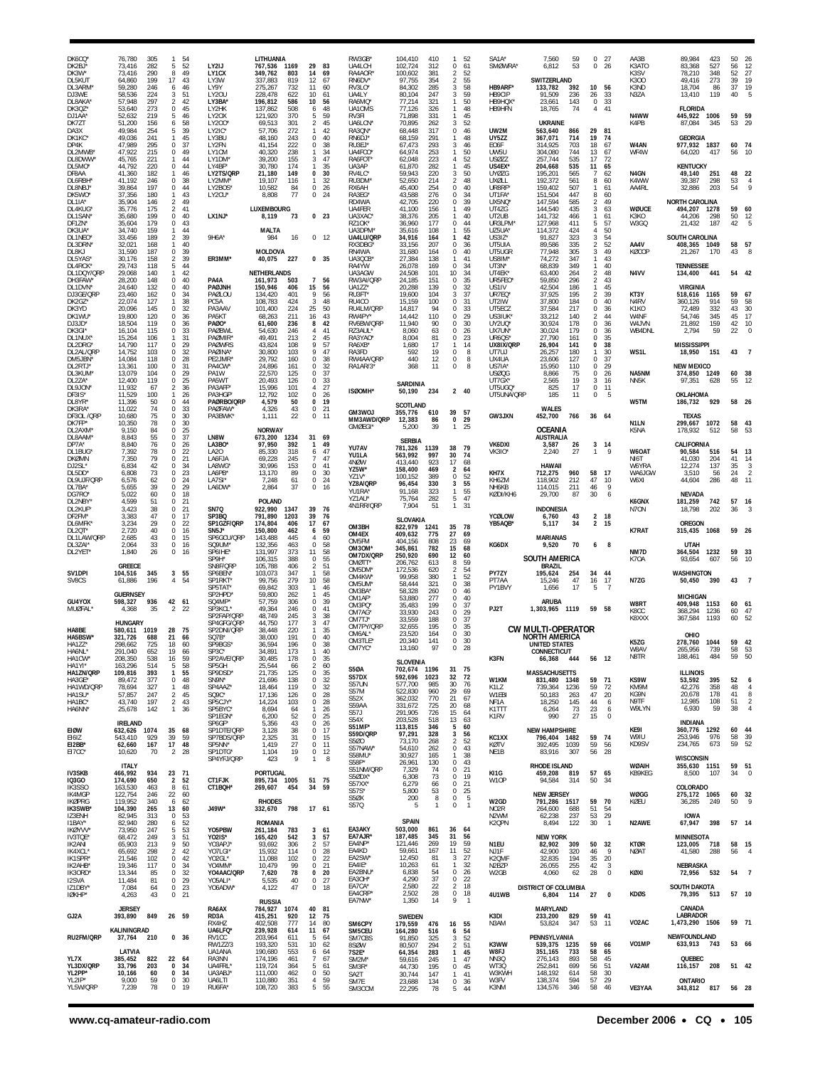DK6CQ* 76,780 305 1 54
DK2BJ* 73,416 282 5 52
DK3W* 73,416 290 8 49
DL5KUT 64,880 199 17 43
DL3ARM* 59,280 246 6 46
DJ3WE 58,536 224 3 51
DL8AKA* 57,948 297 2 42
DK3QZ* 53,640 273 0 45
DJ1AA* 52,632 219 5 46
DK7ZT 51,200 156 6 58
DA3X 49,984 254 5 39
DK1KC* 49,036 241 1 45
DP4K 47,989 295 0 37
DL2MWB* 47,922 215 0 49
DL8DWW* 45,765 221 1 44
DL5MO* 44,792 220 0 44
DF8AA 41,360 182 1 46
DL6RBH* 41,192 246 0 38
DL8NBJ* 39,864 197 0 44
DK5WO* 37,356 180 1 43
DL1IA* 35,904 146 2 49
DL4KUG* 35,776 175 2 41
DL1SAN* 35,680 199 0 40
DF1ZN* 35,604 179 0 43
DK3UA* 34,740 159 1 44
DL1NEO* 33,456 189 2 39
DL3DRN* 32,021 168 1 40
DL8KJ 31,590 187 0 39
DL5YAS* 30,176 158 2 39
DL4RCK* 29,743 118 5 44
DL1DQY/QRP 29,068 140 1 42
DH3FAW* 28,200 148 0 40
DL1DVN* 24,640 132 0 40
DJ3GE/QRP 23,460 162 0 34
DK2GZ* 22,074 127 1 38
DK3YD 20,096 145 0 32
DK1WU* 19,800 120 0 36
DJ3JD* 18,504 119 0 36
DK3GI* 16,104 115 0 33
DL1NUX* 15,264 106 1 31
DL2DRG* 14,790 117 0 29
DL2AL/QRP 14,752 103 0 32
DM5JBN* 14,084 118 0 28
DL2RTJ* 13,361 100 0 31
DL3KUM* 13,079 104 0 29
DL2ZA* 12,400 119 0 25
DL9JON* 11,932 67 2 36
DF3IS* 11,529 100 1 26
DL8YR* 11,396 50 0 44
DK3RA* 11,022 74 0 33
DF3OL /QRP 10,680 75 0 30
DK7FP* 10,350 78 0 30
DL2AXM* 9,150 84 0 25
DL8AAM* 8,843 55 0 37
DP7A* 8,840 76 0 26
DL1BUG* 7,392 78 0 22
DKØMN 7,350 79 0 21
DJ2SL* 6,834 42 0 34
DL5DD* 6,808 73 0 23
DL9UJF/QRP 6,576 62 0 24
DL7BA* 5,655 39 0 29
DG7RO* 5,022 60 0 18
DL2NBY* 4,599 51 0 21
DL2KUP* 3,423 38 0 21
DF2RM* 3,383 47 0 17
DL6MFK* 3,234 29 0 22
DL2QT* 2,720 40 0 16
DL1LAW/QRP 2,685 43 0 15
DL3ZAI* 2,064 33 0 16
DL2YET* 1,840 26 0 16

GREECE
SV1DPI 104,516 345 3 55
SV8CS 61,886 196 4 54

GUERNSEY
GU4YOX 598,327 936 42 61
MUØFAL* 4,368 35 2 22

HUNGARY
HA8BE 580,611 1019 28 75
HA5BSW* 321,726 688 21 66
HA1ZZ* 298,662 725 18 60
HA6NL* 291,040 652 19 66
HA1CW* 208,350 538 16 59
HA1YI* 163,296 514 5 58
HA1ZN/QRP 109,816 393 1 55
HA3GE* 89,472 377 0 48
HA1WD/QRP 78,694 327 1 48
HA1SU* 57,857 247 2 45
HA1BC* 43,740 197 2 43
HA6NN* 25,678 142 1 36

IRELAND
EIØW 632,626 1074 35 68
EI6IZ 543,410 929 39 59
EI2BB* 62,660 167 17 48
EI7CC* 10,620 70 2 28

ITALY
IV3SKB 466,992 934 23 71
IQ3GO 174,690 650 2 52
IK3SSO 163,530 463 8 61
IK4MGP 122,754 246 22 60
IKØPRG 119,952 340 6 62
IK3SWB* 104,390 265 13 60
IZ3ENH 82,945 313 0 53
I1BAY* 82,940 280 6 52
IKØYVV* 73,950 247 5 53
IV3TQE* 68,472 249 3 51
IK2ANI 65,903 213 9 50
IK4XCL* 65,692 298 2 42
IK1SPR* 21,546 102 0 42
IK2HDB* 19,346 117 0 34
IK3ORD* 13,344 85 0 32
I2SVA 11,484 81 0 29
IZ1DBY* 7,084 64 0 23
IØKHP* 4,263 43 0 21

JERSEY
GJ2A 393,890 849 26 59

KALININGRAD
RU2FM/QRP 37,764 210 0 36

LATVIA
YL7X 385,452 822 22 64
YL3DX/QRP 33,796 203 0 34
YL2PP* 10,166 60 0 34
YL2IP* 9,000 59 0 30
YL5WQ/RP 7,239 78 0 19

LITHUANIA
LY2IJ 767,536 1169 29 83
LY1CX 349,762 803 14 69
LY3W 337,883 819 12 67
LY9Y 275,267 732 11 60
LY2OU 228,478 622 10 61
LY3BA* 196,812 586 10 56
LY2HK 137,862 508 6 48
LY2OX 121,920 370 5 59
LY2CO* 69,513 301 2 45
LY2IC* 57,706 272 1 42
LY3BU 48,160 243 0 40
LY2FN 41,154 222 0 38
LY1CM 40,320 238 1 34
LY1DM* 39,200 155 3 47
LY4BP* 30,780 174 1 35
LY2TS/QRP 21,180 149 0 30
LY2MM* 19,107 116 1 32
LY2BOS* 10,582 84 0 26
LY2CU* 8,808 77 0 24

LUXEMBOURG
LX1NJ* 8,119 73 0 23

MALTA
9H6A* 984 16 0 12

MOLDOVA
ER3MM* 40,075 227 0 35

NETHERLANDS
PA4A 161,973 503 7 56
PAØJNH 150,946 406 15 56
PAØLOU 134,420 401 9 56
PC5A 108,783 424 3 48
PA3AAV 101,400 224 25 50
PA5KT 68,263 211 16 43
PAØO* 61,600 236 8 42
PAØBWL 54,630 246 4 41
PAØMIR* 49,491 213 2 45
PAØWRS 43,824 108 9 57
PAØINA* 30,800 103 9 47
PE2JMR* 29,792 160 0 38
PA4CW* 24,896 161 0 32
PA1W 22,570 125 0 37
PA5WT 20,493 126 0 33
PA3AFF* 15,996 101 4 27
PA3HGP* 12,792 102 0 26
PAØRBO/QRP 4,579 50 0 19
PAØFAW* 4,326 43 0 21
PA3BWK* 1,111 22 0 11

NORWAY
LN8W 673,200 1234 31 69
LA3BO* 97,950 392 1 49
LA2O 85,330 318 6 47
LA6FJA 69,228 245 7 47
LA8WG* 30,996 153 0 41
LA6PB* 13,170 89 0 30
LA7SI* 7,248 61 0 24
LA6DW* 2,864 37 0 16

POLAND
SN7Q 922,990 1347 39 76
SP3BQ 791,890 1203 39 76
SP1GZF/QRP 174,804 406 17 67
SN5J* 150,800 462 6 59
SP6GCU/QRP 143,488 445 4 60
SQ9UM* 132,356 463 0 58
SP6IHE* 131,997 373 11 58
SP9H* 106,315 388 0 55
SN8F/QRP 105,788 406 2 51
SP6BEN* 103,073 347 1 58
SP1RKT* 99,756 279 10 58
SP5TAT* 69,842 303 1 46
SP2HPD* 59,800 262 1 45
SQ4MP* 57,759 306 0 39
SP3KCL* 49,364 246 0 41
SP2FAP/QRP 48,749 245 3 38
SP4GFG/QRP 44,750 177 3 47
SP2DNI/QRP 38,448 220 1 35
SQ7B* 38,000 191 0 40
SP9BGS* 36,594 196 0 38
SP3C* 34,891 173 1 40
SP2AVE/QRP 30,485 178 0 35
SP5GH 25,544 66 2 60
SP9DSD* 21,735 125 0 35
SN9N* 21,696 138 0 32
SP4AAZ* 18,464 119 0 32
SQ9C* 17,136 126 0 28
SP5CJY* 14,224 103 0 28
SP5BYC* 8,694 64 1 26
SP1EGN* 6,200 52 0 25
SP6GP* 5,356 43 0 26
SP1DTE/QRP 3,128 38 0 17
SP7BDS/QRP 2,325 31 0 15
SP5NN* 1,419 27 0 11
SP1DTG* 1,104 19 0 12
SP4YFJ/QRP 423 9 1 8

PORTUGAL
CT1FJK 895,734 1005 51 75
CT1BQH* 269,607 454 34 59

RHODES
J49W* 332,670 798 17 61

ROMANIA
YO5PBW 261,184 783 3 61
YO2IS* 165,420 542 3 57
YO3APJ* 93,692 306 2 57
YO7LGI* 15,932 114 0 28
YO2GL* 11,088 102 0 22
YO4MM* 10,479 99 0 21
YO4AAC/QRP 7,620 78 0 20
YO5ALI* 5,535 40 0 27
YO6ADW* 4,122 47 0 18

RUSSIA
RA6AX 784,927 1074 40 81
RD3A 415,251 920 12 75
RX4HZ 402,508 777 14 80
UA6LFQ* 239,928 614 11 67
RV1CC 203,964 611 5 64
RW1ZZ/3 193,320 531 10 62
UA1ANA 190,680 553 6 64
RA3NN 174,196 461 7 67
UA4FRL* 119,724 364 5 61
UA3ABJ* 111,000 462 0 50
UA6LTI 110,880 351 4 59
RU6FA* 108,720 383 5 55

RW3GB* 104,410 410 1 52
UA4LCH 102,724 312 0 61
RA4AOR* 100,602 381 2 52
RN6DV* 97,755 354 2 55
RV3LO* 84,302 285 3 58
UA4LY 80,104 247 3 59
RA6MQ* 77,214 321 1 50
UA1OMS 77,126 326 1 48
RV3FI 71,898 331 1 45
UA6LCN* 70,895 262 3 52
RA3QN* 68,448 317 0 46
RN6DJ* 68,159 291 1 48
RU3EJ* 67,473 293 3 46
UA4FCO* 64,974 253 1 50
RA6FOT* 62,048 223 4 52
UA3AP 61,870 282 1 45
RV4LC* 59,943 220 3 50
RU3DM* 52,650 214 2 48
RX6AH 45,400 254 0 40
RA3EG* 43,588 276 0 34
RD4WA 42,705 220 0 39
UA4FER 41,100 156 1 49
UA3XAC* 38,376 205 1 40
RZ1OK* 36,960 177 0 44
UA3DPM* 35,616 108 1 55
UA4LU/QRP 34,916 164 1 42
RX3DBG* 33,156 207 0 36
RN4WA 31,680 164 0 40
UA3QCB* 27,384 138 1 41
RA4YW 26,078 169 0 34
UA3AGW 24,508 101 10 34
RW3AI/QRP 24,185 151 0 35
UA1ZZ* 20,288 139 0 32
RU3FT* 19,600 104 3 37
RU4CO 15,159 100 0 31
RU4LM/QRP 14,817 94 0 33
RW4PY* 14,442 110 0 29
RV6BW/QRP 11,940 90 0 30
RZ3AUL* 8,060 63 0 26
RA3YAO* 8,004 81 0 23
RA6XB* 1,680 17 1 14
RA3FD 592 19 0 8
RW4AA/QRP 440 12 0 8
RA1AR/3* 368 11 0 8

SARDINIA
ISØMHI* 50,190 234 2 40

SCOTLAND
GM3WOJ 355,776 610 39 57
MM3AWD/QRP 12,383 86 0 29
GMØEGI* 5,200 39 1 25

SERBIA
YU7AV 781,326 1139 38 79
YU1LA 563,992 997 30 74
4NØW 413,440 923 17 68
YZ5W* 158,400 469 2 64
YZ1V* 100,152 389 0 52
YZ8A/QRP 96,454 330 3 55
YU1RA* 91,168 323 1 55
YZ1AU* 75,764 282 5 47
4N1RR/QRP 7,904 51 1 31

SLOVAKIA
OM3BH 822,979 1241 35 78
OM4EX 409,632 775 27 69
OM5FM 404,156 808 23 69
OM3OM* 345,861 782 15 68
OM7DX/QRP 250,920 690 12 60
OMØTT* 206,762 613 8 59
OM5DM* 172,536 620 2 54
OM4KW* 99,958 380 1 52
OM5UM* 58,444 321 0 38
OM3BA* 58,328 260 0 46
OM1AP* 53,880 277 0 40
OM3PQ* 35,483 199 0 37
OM7AG* 33,930 243 0 29
OM7TJ* 33,559 188 0 37
OM7PY/QRP 32,655 195 0 35
OM6AL* 23,520 164 0 30
OM3TLE* 20,340 141 0 30
OM7YC* 13,160 97 0 28

SLOVENIA
S5ØA 702,674 1196 31 75
S57DX 592,696 1023 32 72
S57UN 577,700 985 30 76
S57M 522,830 960 29 69
S52X 362,032 770 21 67
S59AA 331,672 725 20 68
S57J 291,905 726 15 64
S54X 203,528 518 13 63
S51MF* 113,815 346 5 60
S59D/QRP 97,291 328 3 56
S52O 73,170 268 2 52
S57NAW* 54,610 262 0 43
S58MU* 30,927 165 1 38
S58P* 26,961 130 0 43
S51NM/QRP 7,329 74 0 21
S52DX* 6,308 73 0 19
S57XX* 6,279 66 0 21
S57S* 5,800 53 0 25
S5ØX 200 8 0 5
S57Q 5 1 0 1

SPAIN
EA3AKY 503,000 861 36 64
EA7AJR* 187,485 345 31 56
EA4NP* 121,446 269 19 59
EA4KD 59,661 167 11 52
EA2SW* 12,450 81 3 27
EA4EI* 10,263 61 1 32
EA2BNU* 6,838 54 0 26
EA3CH* 4,290 37 0 22
EA7CA* 2,580 22 2 18
EA4CRP* 2,502 28 0 18
EA7NW* 1,350 14 9 1

SWEDEN
SM6CPY 179,559 476 16 55
SM5CEU 164,280 516 6 54
SM7CBS 91,850 325 3 52
8SØW 80,507 294 2 51
7S2E* 64,354 283 1 45
SM2M* 59,616 245 1 47
SM3R* 44,730 195 0 45
SA2T 30,744 147 1 41
SM7E 23,688 134 0 36
SM3COM 22,295 78 5 44

SA1A* 7,560 59 0 27
SMØWRA* 6,812 53 0 26

SWITZERLAND
HB9ARF* 133,782 392 10 56
HB9CIP 91,509 236 26 33
HB9HQX* 23,661 143 0 33
HB9HFN 18,765 74 4 41

UKRAINE
UW2M 563,640 866 29 81
UY5ZZ 367,071 714 19 74
EO6F 314,925 703 18 67
UW5U 304,080 744 13 67
USØZZ 257,744 535 17 72
US4EX* 204,668 535 11 65
UYØZG 195,201 565 7 62
UXØLL 192,372 561 8 60
UR8RF* 159,402 507 1 61
UT1FA* 151,504 447 8 60
UX5NQ* 147,594 585 2 49
UT4ZG 144,540 435 3 63
UT2UB 141,732 466 1 61
UR3LPM* 127,968 411 5 57
UZ5UA* 114,372 424 4 50
US3IZ* 91,827 323 3 54
UT5UIA 89,586 335 2 52
UT5UGR 77,948 305 3 49
US8IM* 74,272 347 1 43
UT3N* 68,839 349 1 40
UT4EK* 63,400 264 2 48
UR5FEO* 59,850 296 2 43
US1IV 42,504 186 1 45
UR7EQ* 37,925 195 2 39
UT2IW 37,800 184 0 40
UT5ECZ 37,584 217 0 36
US3IUK* 33,212 140 2 44
UY2UQ* 30,924 178 0 36
UX7UN* 30,024 179 0 36
UR6QS* 27,790 161 0 35
UX8IX/QRP 26,904 141 0 38
UT7UJ 26,257 180 1 30
UX4UA 23,606 127 0 37
US7IA* 15,950 110 0 29
USØQG 8,866 75 0 26
UT7GX* 2,565 19 3 16
UT5UGQ* 825 17 0 11
UT5UNA/QRP 185 11 0 5

WALES
GW3JXN 452,700 766 36 64

OCEANIA

AUSTRALIA
VK6DXI 3,587 26 3 14
VK3IO* 2,240 27 1 9

HAWAII
KH7X 712,275 960 58 17
KH6ZM 118,902 212 47 10
NH6KB 114,015 211 46 9
KØDI/KH6 29,700 87 30 6

INDONESIA
YCØLOW 6,760 43 2 18
YB5AQB* 5,117 34 2 15

MARIANAS
KG6DX 9,520 70 6 8

SOUTH AMERICA

BRAZIL
PY7ZY 195,624 254 34 44
PT7AA 15,246 47 16 17
PY1BVY 1,656 17 5 7

ARUBA
PJ2T 1,303,965 1119 59 58

**CW MULTI-OPERATOR**

**NORTH AMERICA**

**UNITED STATES**

CONNECTICUT
K3FN 66,368 444 56 12

MASSACHUSETTS
W1KM 831,480 1348 59 71
K1LZ 739,364 1236 59 72
W1EBI 50,183 263 47 20
NF1A 18,250 145 44 6
K1TTT 6,264 73 23 6
K1RV 990 27 15 0

NEW HAMPSHIRE
KC1XX 796,404 1482 59 74
KØTV 392,495 1039 59 56
NE1B 83,916 307 56 28

RHODE ISLAND
KI1G 459,208 819 57 65
W1OP 94,584 314 50 34

NEW JERSEY
W2GD 791,286 1517 59 70
NC2R 264,600 688 51 54
N2WM 62,238 237 53 29
K2QPN 8,494 122 30 1

NEW YORK
N1EU 82,902 309 50 32
NJ1F 42,900 320 46 9
K2QMF 32,835 194 35 20
N2BZP 26,055 255 42 3
W2GB 4,060 62 28 0

DISTRICT OF COLUMBIA
4U1WB 6,804 114 27 0

MARYLAND
K3DI 233,200 829 59 41
N3AM 53,824 347 53 11

PENNSYLVANIA
K3WW 539,375 1235 59 66
W8FJ 351,165 733 58 65
NN3Q 276,143 893 58 45
WT3Q 252,841 699 56 51
W3KWH 148,192 614 58 30
W3FV 138,374 594 57 29
K3NM 134,576 346 58 46

AA3B 89,844 423 50 26
K3ATO 83,368 527 56 12
K3SV 78,210 348 52 27
K3OO 49,416 273 39 19
K3ND 18,704 86 37 19
N3ZA 13,410 119 40 5

FLORIDA
N4WW 445,922 1006 59 59
K4PB 87,084 345 53 29

GEORGIA
W4AN 977,932 1837 60 74
WF4W 64,020 417 56 10

KENTUCKY
N4GN 49,140 251 48 22
K4WW 39,387 298 53 4
AA4RL 32,886 203 54 9

NORTH CAROLINA
WØUCE 494,207 1278 59 60
K3KO 44,206 298 50 12
W3GQ 21,432 187 42 5

SOUTH CAROLINA
AA4V 408,365 1049 58 57
KØCOP 21,267 170 43 8

TENNESSEE
N4VV 134,400 441 54 42

VIRGINIA
KT3Y 518,616 1165 59 67
N4RV 360,126 914 59 58
K1KO 72,489 332 43 30
W4NF 54,746 345 45 17
W4JVN 21,892 159 42 10
WB4DNL 2,794 59 22 0

MISSISSIPPI
WS1L 18,950 151 43 7

NEW MEXICO
NA5NM 374,850 1249 60 38
NN5K 97,351 628 55 12

OKLAHOMA
W5TM 186,732 929 58 26

TEXAS
N1LN 299,667 1072 58 43
K5NA 178,932 512 58 53

CALIFORNIA
W6OAT 90,584 516 54 13
NI6T 41,030 204 41 14
W6YRA 12,274 137 35 3
WA6JGW 3,510 56 24 2
W6XI 44,604 286 48 11

NEVADA
K6GNX 181,259 742 57 16
N7ON 18,798 202 36 3

OREGON
K7RAT 315,435 1068 59 26

UTAH
NM7D 364,504 1232 59 33
K7OA 93,654 607 56 10

WASHINGTON
N7ZG 50,450 390 43 7

MICHIGAN
W8RT 409,948 1153 60 61
K8CC 368,294 1236 60 47
K8XXX 367,584 1193 60 52

OHIO
K5ZG 278,760 1044 59 42
W8AV 265,956 739 58 53
N8TR 188,461 484 59 50

ILLINOIS
KS9W 53,592 395 52 6
KM9M 42,276 358 48 4
KG9N 20,678 178 41 8
N9TF 12,985 108 51 2
W9LYN 6,930 59 38 4

INDIANA
KE9I 360,776 1292 60 44
W9IU 253,946 976 58 39
KD9SV 234,765 673 59 52

WISCONSIN
WØAIH 355,630 1151 59 51
KB9KEG 8,500 107 34 0

COLORADO
WØGG 275,172 1065 60 32
KØEU 36,285 249 50 9

IOWA
N2AWE 67,947 398 57 14

MINNESOTA
KTØR 123,005 718 58 15
NØAT 41,580 288 56 4

NEBRASKA
KØXI 72,956 532 54 7

SOUTH DAKOTA
KDØS 79,395 513 57 10

CANADA

LABRADOR
VO2AC 1,473,290 1506 59 79

NEWFOUNDLAND
VO1MP 633,913 743 53 66

QUEBEC
VA2AM 116,157 208 51 42

ONTARIO
VE3YAA 343,812 817 56 28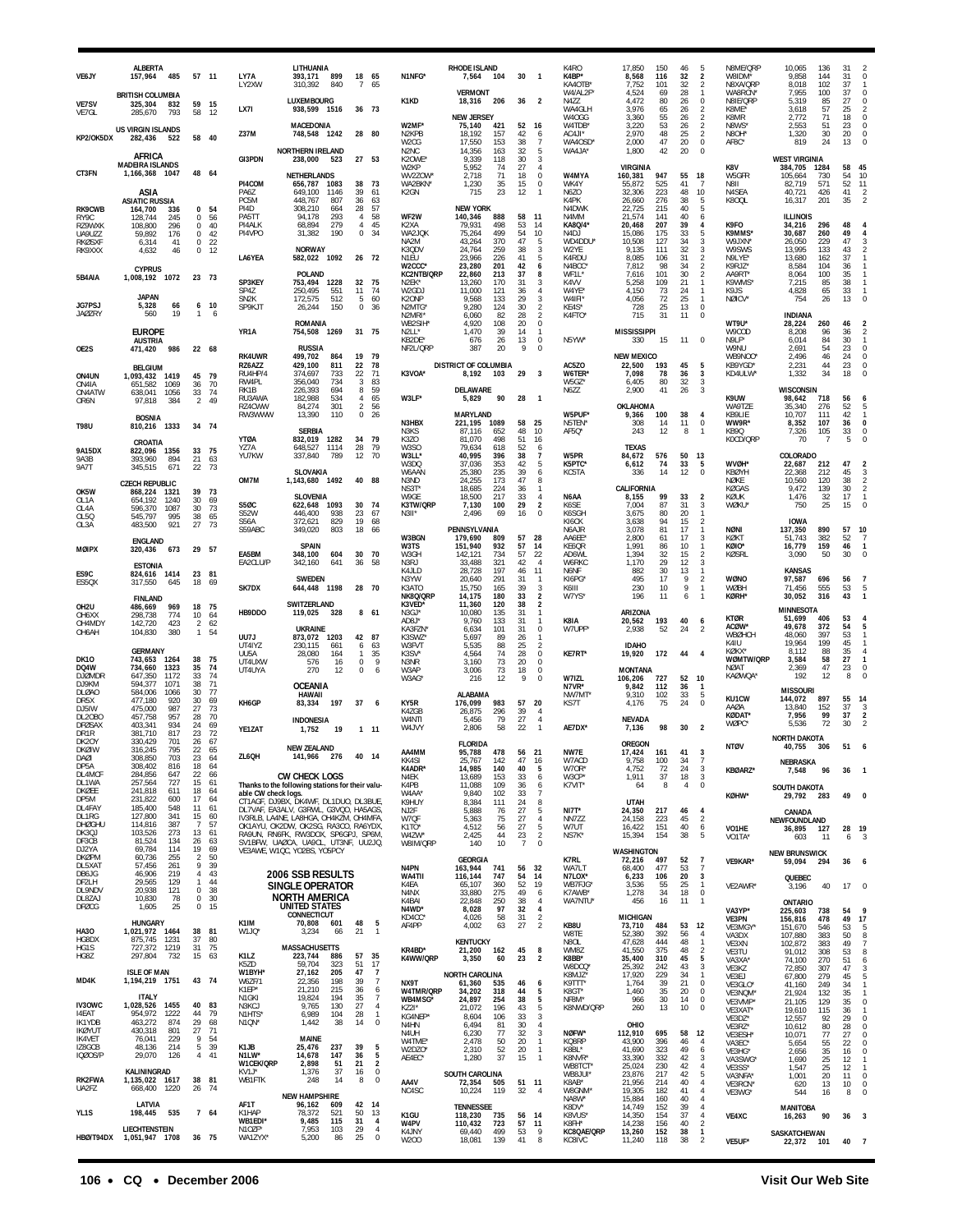**ALBERTA**
VE6JY 157,964 485 57 11

**BRITISH COLUMBIA**
VE7SV 325,304 832 59 15
VE7GL 285,670 793 58 12

**US VIRGIN ISLANDS**
KP2/OK5DX 282,436 522 58 40

**AFRICA**

**MADEIRA ISLANDS**
CT3FN 1,166,368 1047 48 64

**ASIA**

**ASIATIC RUSSIA**
RK9CWB 164,700 336 0 54
RY9C 128,744 245 0 56
RZ9WXK 108,800 296 0 40
UA9UZZ 59,892 176 0 42
RK0SXF 6,314 41 0 22
RK9XXX 4,632 46 0 12

**CYPRUS**
5B4AIA 1,008,192 1072 23 73

**JAPAN**
JG7PSJ 5,328 66 6 10
JA0ZRY 560 19 1 6

**EUROPE**

**AUSTRIA**
OE2S 471,420 986 22 68

**BELGIUM**
ON4UN 1,093,432 1419 45 79
ON4IA 651,582 1069 36 70
ON4ATW 638,041 1056 33 74
OR6N 97,818 384 2 49

**BOSNIA**
T98U 810,216 1333 34 74

**CROATIA**
9A15DX 822,096 1356 33 75
9A3B 393,960 894 21 63
9A7T 345,515 671 22 73

**CZECH REPUBLIC**
OK5W 868,224 1321 39 73
OL1A 654,192 1240 30 69
OL4A 596,370 1087 30 73
OL5Q 545,797 995 38 65
OL3A 483,500 921 27 73

**ENGLAND**
M0IPX 320,436 673 29 57

**ESTONIA**
ES9C 824,616 1414 23 81
ES5QX 317,550 645 18 69

**FINLAND**
OH2U 486,669 969 18 75
OH6XX 298,738 774 10 64
OH4MDY 142,720 423 2 62
OH6AH 104,830 380 1 54

**GERMANY**
DK1O 743,653 1264 38 75
DQ4W 734,660 1323 35 74
DJ2MDR 647,350 1172 33 74
DJ9KM 594,377 1071 38 71
DL0AO 584,006 1066 30 77
DR5X 477,180 920 30 69
DJ5IW 475,000 987 27 73
DL2OBO 457,758 957 28 70
DF0SAX 403,341 934 24 69
DR1R 381,710 817 23 72
DK2OY 330,429 701 26 67
DK0IW 316,245 795 22 65
DA0I 308,850 703 23 64
DP5A 308,402 816 18 64
DL4MCF 284,856 647 22 66
DL1WA 257,564 727 15 61
DK0EE 241,818 611 18 64
DP5M 231,822 600 17 64
DL4FAY 185,400 548 11 61
DL1RG 127,800 341 15 60
DH0GHU 114,816 387 7 57
DK3QJ 103,526 273 13 61
DF3CB 81,524 134 26 63
DJ2YA 69,784 114 19 69
DK0PM 60,736 255 2 50
DL5XAT 57,456 261 9 39
DB6JG 46,906 219 4 43
DF2LH 29,565 129 1 44
DL9NDV 20,938 121 0 38
DL8ZAJ 10,830 78 0 30
DF0CG 1,605 25 0 15

**HUNGARY**
HA3O 1,021,972 1464 38 81
HG8DX 875,745 1231 37 80
HG1S 727,372 1219 31 75
HG8Z 297,804 732 15 63

**ISLE OF MAN**
MD4K 1,194,219 1751 43 74

**ITALY**
IV3OWC 1,028,526 1455 40 83
I4EAT 954,972 1222 44 79
IK1YDB 463,272 874 29 68
IK0YUT 430,318 801 27 71
IK4VET 76,041 229 9 54
IZ8GCB 48,136 214 5 39
IQ0OS/P 29,070 126 4 41

**KALININGRAD**
RK2FWA 1,135,022 1617 38 81
UA2FZ 668,400 1220 26 74

**LATVIA**
YL1S 198,445 535 7 64

**LIECHTENSTEIN**
HB0/T94DX 1,051,947 1708 36 75

**LITHUANIA**
LY7A 393,171 899 18 65
LY2XW 310,392 840 7 65

**LUXEMBOURG**
LX7I 938,599 1516 36 73

**MACEDONIA**
Z37M 748,548 1242 28 80

**NORTHERN IRELAND**
GI3PDN 238,000 523 27 53

**NETHERLANDS**
PI4COM 656,787 1083 38 73
PA6Z 649,100 1146 39 61
PC5M 448,767 807 36 63
PI4D 308,210 664 28 57
PA5TT 94,178 293 4 58
PI4ALK 68,894 279 4 45
PI4VPO 31,382 190 0 34

**NORWAY**
LA6YEA 582,022 1092 26 72

**POLAND**
SP3KEY 753,494 1228 32 75
SP4Z 250,495 551 11 74
SN2K 172,575 512 5 60
SP9KJT 26,244 150 0 36

**ROMANIA**
YR1A 754,508 1269 31 75

**RUSSIA**
RK4UWR 499,702 864 19 79
RZ6AZZ 429,100 811 22 78
RU4HP/4 374,697 733 22 71
RW4PL 356,040 734 3 83
RK1B 226,393 694 8 59
RU3AWA 182,988 534 4 65
RZ4CWW 84,274 301 2 56
RW3WWW 13,390 110 0 26

**SERBIA**
YT0A 832,019 1282 34 79
YZ7A 648,527 1114 28 79
YU7KW 337,840 789 12 70

**SLOVAKIA**
OM7M 1,143,680 1492 40 88

**SLOVENIA**
S50C 622,648 1093 30 74
S52W 446,400 938 23 67
S56A 372,621 829 19 68
S59ABC 349,020 803 18 66

**SPAIN**
EA5BM 348,100 604 30 70
EA2CLU/P 342,160 641 36 58

**SWEDEN**
SK7DX 644,448 1198 28 70

**SWITZERLAND**
HB9DDO 119,025 328 8 61

**UKRAINE**
UU7J 873,072 1203 42 87
UT4IYZ 230,115 661 6 63
UU5A 28,080 164 1 35
UT4UXW 576 16 0 9
UT4UYA 270 12 0 6

**OCEANIA**

**HAWAII**
KH6GP 83,334 197 37 6

**INDONESIA**
YE1ZAT 1,752 19 1 11

**NEW ZEALAND**
ZL6QH 141,966 276 40 14

## CW CHECK LOGS

Thanks to the following stations for their valuable check logs.
CT1AGF, DJ9BX, DK4WF, DL1DUO, DL3BUE, DL7VAF, EA3ALV, G3RWL, G3VQO, HA5AGS, IV3RLB, LA4NE, LA8HGA, OH4KZM, OH4MFA, OK1AYU, OK2DW, OK2SG, RA3CO, RA6YDX, RA9UN, RN6FK, RW3DOX, SP6GPJ, SP6M, SV1BFW, UA0CA, UA9CL, UT3NF, UU2JQ, VE3AWE, W1QC, YO3BS, YO5PCY

# 2006 SSB RESULTS
## SINGLE OPERATOR
## NORTH AMERICA
### UNITED STATES

**CONNECTICUT**
K1IM 70,808 601 48 5
W1JQ* 3,234 66 21 1

**MASSACHUSETTS**
K1LZ 223,744 886 57 35
K5ZD 59,704 323 51 17
W1BYH* 27,162 205 47 7
W6ZF/1 22,356 198 39 7
K1EP* 21,210 215 36 6
N1GKI 19,824 194 35 7
N3KCJ 9,765 130 27 4
N1HTS* 6,989 104 28 1
N1QN* 1,442 38 14 0

**MAINE**
K1JB 25,476 237 39 5
N1LW* 14,678 147 36 5
W1CEK/QRP 2,898 51 21 2
KV1J* 1,376 37 16 0
WB1FTK 248 14 8 0

**NEW HAMPSHIRE**
AF1T 96,162 609 42 14
K1HAP 78,372 521 50 13
WB1EDI* 9,485 115 31 4
N1OZP* 7,953 103 29 4
WA1ZYX* 5,200 86 25 0

**RHODE ISLAND**
N1NFG* 7,564 104 30 1

**VERMONT**
K1KD 18,316 206 36 2

**NEW JERSEY**
W2MF* 75,140 421 52 16
N2KPB 18,192 157 42 6
W2CG 17,550 153 38 7
N2NC 14,356 163 32 5
K2OWE* 9,339 118 30 3
W2KP 5,952 74 27 4
WV2ZOW* 2,718 71 18 0
WA2BKN* 1,230 35 15 0
K2GN 715 23 12 1

**NEW YORK**
WF2W 140,346 888 58 11
K2XA 79,931 498 53 14
WA2JQK 75,264 499 54 10
NA2M 43,264 370 47 5
K3QDV 24,764 259 38 3
N1EU 23,966 226 41 5
W2CCC* 23,280 201 42 6
KC2NTB/QRP 22,860 213 37 8
N2EK* 13,260 170 31 3
W2GDJ 11,000 121 36 4
K2ONP 9,568 133 29 3
N2MTG* 9,280 124 30 2
N2MRI* 6,060 82 28 2
WB2SIH* 4,920 108 20 0
N2LL* 1,470 39 14 1
KB2DE* 676 26 13 0
NF2L/QRP 387 20 9 0

**DISTRICT OF COLUMBIA**
K3VOA* 8,192 103 29 3

**DELAWARE**
W3LF* 5,829 90 28 1

**MARYLAND**
N3HBX 221,195 1089 58 25
N3KS 87,116 652 48 10
K3ZO 81,070 498 51 16
W3SO 79,634 618 52 6
W3LL* 40,995 396 38 7
W3DQ 37,036 353 42 5
W6AAN 25,380 235 39 6
N3ND 24,255 173 47 8
NS3T* 18,685 224 36 1
W9GE 18,500 217 33 4
K3TW/QRP 7,130 100 29 2
N3II* 2,496 69 16 0

**PENNSYLVANIA**
W3BGN 179,690 809 57 28
W3TS 151,940 932 57 14
W3GH 142,121 734 57 22
N3RJ 33,488 321 42 4
K4JLD 28,728 197 46 11
N3YW 20,640 291 31 1
K3ATO 15,750 165 39 3
NK8Q/QRP 14,175 180 33 2
K3VED* 11,360 120 38 2
N3GJ* 10,080 135 31 1
AD8J* 9,760 133 31 1
KA3FZN* 6,634 101 31 0
K3SWZ* 5,697 89 26 1
W3FVT 5,535 88 25 2
K3SV* 4,564 74 28 0
N3NR 3,160 73 20 0
W3AP 3,006 73 18 0
W3AG* 216 12 9 0

**ALABAMA**
KY5R 176,099 983 57 20
K4ZGB 26,875 296 39 4
W4NTI 5,456 79 27 4
W4JVY 2,806 58 22 1

**FLORIDA**
AA4MM 95,788 478 56 21
KK4SI 25,767 142 47 16
K4ADR* 14,985 140 40 5
N4EK 13,689 153 33 6
K4PB 11,088 109 36 6
W4AA* 9,840 102 33 7
K9HUY 8,384 111 24 8
NJ2F 5,888 76 27 5
W7QF 5,363 75 27 4
K1TO* 4,512 56 27 5
W4ZW* 2,425 44 23 2
W8IM/QRP 140 10 7 0

**GEORGIA**
N4PN 163,944 741 56 32
WA4TII 116,144 747 54 14
K4EA 65,107 360 52 19
N4NX 33,880 275 49 6
K4BAI 22,848 250 38 4
N4WD* 8,028 97 32 4
KD4CC* 4,026 58 31 2
AF4PP 4,002 63 27 2

**KENTUCKY**
KR4BD* 21,200 162 45 8
K4WW/QRP 3,350 60 23 2

**NORTH CAROLINA**
NX9T 61,360 535 46 6
W4TMR/QRP 34,202 318 44 5
WB4MSG* 24,897 254 38 5
KZ2I* 21,072 196 43 5
W4NEP* 8,604 106 33 3
N4HN 6,494 81 30 4
N4UH 6,230 77 32 3
W4TME* 2,478 50 20 1
W2DZO* 2,310 52 20 1
AE4EC* 1,280 37 15 1

**SOUTH CAROLINA**
AA4V 72,354 505 51 11
NC4SC 10,224 119 32 4

**TENNESSEE**
K1GU 118,230 735 56 14
W4PV 110,432 723 57 11
K4JNY 69,440 499 53 9
W2OO 18,081 139 41 8
K4RO 17,850 150 46 5
K4BP* 8,568 116 32 2
KA4OTB* 7,752 101 32 2
W4/AL2P* 4,524 69 28 1
N4ZZ 4,472 80 26 0
WA4GLH 3,976 65 26 2
W4OGG 3,360 55 26 2
W4TDB* 3,220 53 26 2
AC4JI* 2,970 48 25 2
WA4OSD* 2,000 47 20 0
WA4JA* 1,800 42 20 0

**VIRGINIA**
W4MYA 160,381 947 55 18
WK4Y 55,872 525 41 7
N6ZO 32,306 223 48 10
K4PK 26,660 276 38 5
N4DWK 22,725 215 40 5
N4MM 21,574 141 40 6
KA8Q/4* 20,468 207 39 4
N4DJ 15,086 175 33 5
WD4DDU* 10,508 127 34 3
W2YE 9,135 111 32 3
K4RDU 8,085 106 31 2
N4BCC* 7,812 98 34 2
WF1L* 7,616 101 30 2
K4VV 5,258 109 21 1
W4YE* 4,150 73 24 1
W4IFI* 4,056 72 25 1
KE4S* 728 25 13 0
K4FTO* 715 31 11 0

**MISSISSIPPI**
N5YW* 330 15 11 0

**NEW MEXICO**
AC5ZO 22,500 193 45 5
W6TER* 7,098 78 36 3
W5GZ* 6,405 80 32 3
N6ZZ 2,900 41 26 3

**OKLAHOMA**
W5PUF* 9,366 100 38 4
N5TEN* 308 14 11 0
AF5Q* 243 12 8 1

**TEXAS**
W5PR 84,672 576 50 13
K5PTC* 6,612 74 33 5
KC5TA 336 14 12 0

**CALIFORNIA**
N6AA 8,155 99 33 2
K6SE 7,004 87 31 3
K6SGH 3,675 80 20 1
KI6CK 3,638 94 15 2
N6AJR 3,078 81 17 1
AA6EE* 2,800 61 17 3
KE6QR 1,991 86 10 1
AD6WL 1,394 32 15 2
W6RKC 1,170 29 12 3
N6NF 882 30 13 1
KI6PG* 495 17 9 2
K6III 230 10 9 1
W7YS* 196 11 6 1

**ARIZONA**
K8IA 20,562 193 40 6
W7UPF* 2,938 52 24 2

**IDAHO**
KE7RT* 19,920 172 44 4

**MONTANA**
W7IZL 106,206 727 52 10
N7VR* 9,842 112 36 1
NW7MT* 9,310 102 33 5
KS7T 4,176 75 24 0

**NEVADA**
AE7DX* 7,136 98 30 2

**OREGON**
NW7E 17,424 161 41 3
W7ACD 9,758 100 34 7
W7OR* 4,752 72 24 3
W3CP* 1,911 37 18 3
K7VIT* 64 8 4 0

**UTAH**
NI7T* 24,350 217 46 4
NN7ZZ 24,158 223 45 2
W7UT 16,422 151 40 6
NS7K* 15,394 154 38 5

**WASHINGTON**
K7RL 72,216 497 52 7
WA7LT 68,400 477 53 7
N7LOX* 6,233 106 20 3
WB7FJG* 3,536 55 25 1
K7AWB* 1,278 34 18 0
WA7NTU* 456 16 11 1

**MICHIGAN**
KB8U 73,710 484 53 12
W8TE 52,380 392 56 4
N8OL 47,628 444 48 1
WM8Z 41,550 375 48 2
K8BB* 35,400 310 45 5
W8DCQ* 25,392 242 43 3
K8MJZ* 17,920 229 34 1
K9TTT* 1,764 39 21 0
K8GT* 1,460 35 20 0
NF8M* 966 30 14 0
K8NWD/QRP 260 13 10 0

**OHIO**
N0FW* 112,910 695 58 12
KQ8RP 43,900 396 46 4
K8BL* 41,690 323 49 6
K8NVR* 33,390 332 42 3
WB8TCT* 25,024 230 42 4
WB8JUI* 23,876 217 42 5
K8AB* 21,956 214 40 4
W8GNM* 19,305 182 41 4
NA8W* 15,884 160 40 4
K8DV* 14,749 152 39 4
K8MUS* 14,350 154 37 4
K8PH* 14,238 156 40 2
KC8QAE/QRP 13,260 152 38 1
KC8IVC 11,240 118 38 2
N8ME/QRP 10,065 136 31 2
W8IDM* 9,858 144 31 0
N8XA/QRP 8,018 102 37 1
WA8RCN* 7,955 100 37 0
N8IE/QRP 5,319 85 27 0
K8ME* 3,618 57 25 2
K8MR 2,772 71 18 0
N8WS* 2,553 51 23 0
N8OH* 1,320 30 20 0
AF8C* 819 24 13 0

**WEST VIRGINIA**
K8V 384,705 1284 58 45
W5GFR 105,664 730 54 10
N8II 82,719 571 52 11
N4SEA 40,721 426 41 2
K8OQL 16,317 201 35 2

**ILLINOIS**
K9FO 34,216 296 48 4
K9MMS* 30,687 260 49 4
W9JXN* 26,050 229 47 3
W9SWS 13,995 133 43 2
N9LYE* 13,680 162 37 1
K9RJZ* 8,584 104 36 1
AA9RT* 8,064 100 35 1
K9WMS* 7,215 85 38 1
K9JS 4,828 65 33 1
N0ICV* 754 26 13 0

**INDIANA**
WT9U* 28,224 260 46 2
W9COD 8,208 96 36 2
N9LP* 6,014 84 30 1
W9NU 2,691 54 23 0
WB9NOO* 2,496 46 24 0
KB9YGD* 2,231 44 23 0
KD4ULW* 1,332 34 18 0

**WISCONSIN**
K9UW 98,642 718 56 6
WA9TZE 35,340 276 52 5
KB9LIE 10,707 111 42 1
WW9R* 8,352 107 36 0
KB9Q 7,326 105 33 0
K0CD/QRP 70 7 5 0

**COLORADO**
WV0H* 22,687 212 47 2
KB0YH 22,368 212 45 3
N0KE 10,560 120 38 2
K0GAS 9,472 139 30 2
K0UK 1,476 32 17 1
W0KU* 750 25 15 0

**IOWA**
N0NI 137,350 890 57 10
K0KT 51,743 382 52 7
K0IO* 16,779 159 46 1
K0SRL 3,090 50 30 0

**KANSAS**
W0NO 97,587 696 56 7
W0BH 71,456 555 53 5
K0RH* 30,052 316 43 1

**MINNESOTA**
KT0R 51,699 406 53 4
AC0W* 49,678 372 54 5
WB0HCH 48,060 397 53 1
K4IU 19,964 199 45 1
K0KX* 8,112 88 35 4
W0MTW/QRP 3,584 58 27 1
N0AT 2,369 47 23 0
KA0WQA* 192 12 8 0

**MISSOURI**
KU1CW 144,072 897 55 14
AA0A 13,840 152 37 3
K0DAT* 7,956 99 37 2
W0PC* 5,536 72 30 2

**NORTH DAKOTA**
NT0V 40,755 306 51 6

**NEBRASKA**
KB0ARZ* 7,548 96 36 1

**SOUTH DAKOTA**
K0HW* 29,792 283 49 0

### CANADA

**NEWFOUNDLAND**
VO1HE 36,895 127 28 19
VO1TA* 603 11 6 3

**NEW BRUNSWICK**
VE9KAR* 59,094 294 36 6

**QUEBEC**
VE2AWR* 3,196 40 17 0

**ONTARIO**
VA3YP* 225,603 738 54 9
VE3PN 156,816 478 49 17
VE3MGY* 151,670 546 53 5
VA3DX 107,880 383 50 8
VE3XN 102,872 383 49 7
VE3TU 91,012 308 53 8
VA3XA* 74,100 270 51 6
VE3KZ 72,850 307 47 3
VE3EJ 67,800 279 45 5
VE3GLO* 41,160 249 34 1
VE3NQM* 21,924 132 35 1
VE3MVP* 21,105 129 35 0
VE3XAT* 19,610 115 36 1
VE3DZ* 12,557 92 29 0
VE3RZ* 10,612 80 28 0
VE3ESH* 10,071 77 27 0
VA3EC* 5,654 55 22 0
VE3HG* 2,656 35 16 0
VA3SWG* 1,690 25 12 1
VE3SS* 1,547 25 12 1
VA3NFA* 1,001 20 11 0
VE3RON* 620 13 10 0
VE3WG* 544 16 8 0

**MANITOBA**
VE4XC 16,263 90 36 3

**SASKATCHEWAN**
VE5UF* 22,372 101 40 7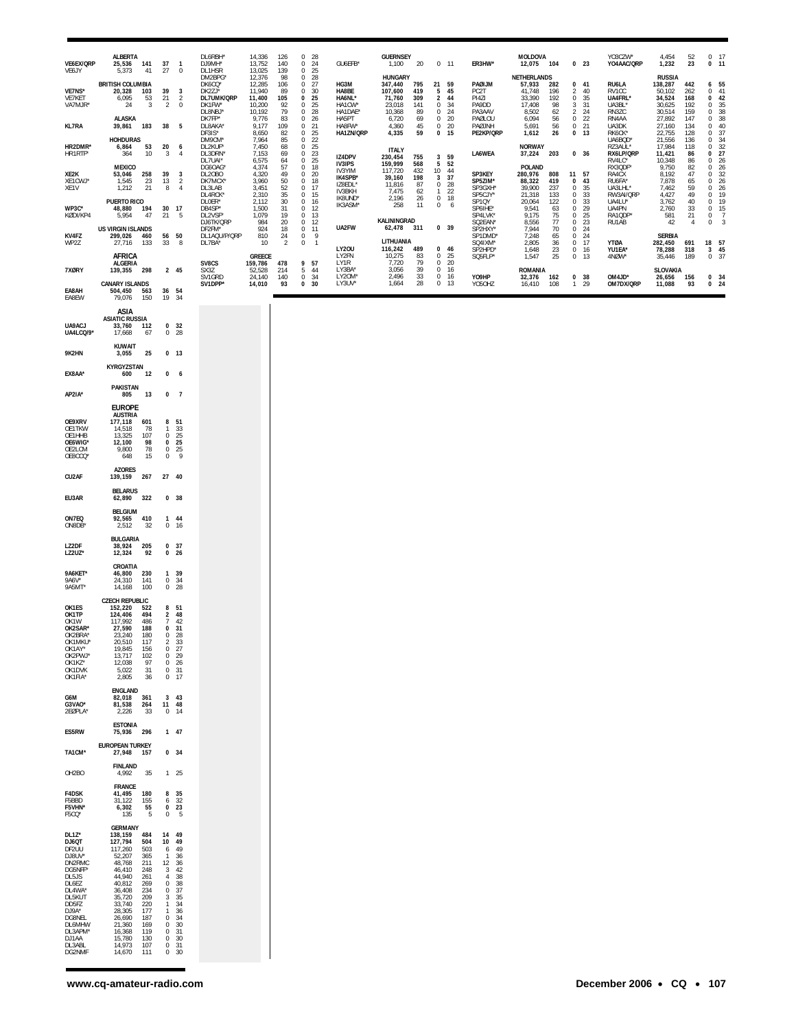**ALBERTA**

| Call | Score | QSOs | Zones | Countries |
|---|---|---|---|---|
| **VE6EX/QRP** | **25,536** | **141** | **37** | **1** |
| VE6JY | 5,373 | 41 | 27 | 0 |

**BRITISH COLUMBIA**

| Call | Score | QSOs | Zones | Countries |
|---|---|---|---|---|
| **VE7NS*** | **20,328** | **103** | **39** | **3** |
| VE7KET | 6,095 | 53 | 21 | 2 |
| VA7MJR* | 24 | 3 | 2 | 0 |

**ALASKA**

| Call | Score | QSOs | Zones | Countries |
|---|---|---|---|---|
| **KL7RA** | **39,861** | **183** | **38** | **5** |

**HONDURAS**

| Call | Score | QSOs | Zones | Countries |
|---|---|---|---|---|
| **HR2DMR*** | **6,864** | **53** | **20** | **6** |
| HR1RTF* | 364 | 10 | 3 | 4 |

**MEXICO**

| Call | Score | QSOs | Zones | Countries |
|---|---|---|---|---|
| **XE2K** | **53,046** | **258** | **39** | **3** |
| XE1CWJ* | 1,545 | 23 | 13 | 2 |
| XE1V | 1,212 | 21 | 8 | 4 |

**PUERTO RICO**

| Call | Score | QSOs | Zones | Countries |
|---|---|---|---|---|
| **WP3C*** | **48,880** | **194** | **30** | **17** |
| KØDI/KP4 | 5,954 | 47 | 21 | 5 |

**US VIRGIN ISLANDS**

| Call | Score | QSOs | Zones | Countries |
|---|---|---|---|---|
| **KV4FZ** | **299,026** | **460** | **56** | **50** |
| WP2Z | 27,716 | 133 | 33 | 8 |

## AFRICA

**ALGERIA**

| Call | Score | QSOs | Zones | Countries |
|---|---|---|---|---|
| **7XØRY** | **139,355** | **298** | **2** | **45** |

**CANARY ISLANDS**

| Call | Score | QSOs | Zones | Countries |
|---|---|---|---|---|
| **EA8AH** | **504,450** | **563** | **36** | **54** |
| EA8EW | 79,076 | 150 | 19 | 34 |

## ASIA

**ASIATIC RUSSIA**

| Call | Score | QSOs | Zones | Countries |
|---|---|---|---|---|
| **UA9ACJ** | **33,760** | **112** | **0** | **32** |
| UA4LCQ/9* | 17,668 | 67 | 0 | 28 |

**KUWAIT**

| Call | Score | QSOs | Zones | Countries |
|---|---|---|---|---|
| **9K2HN** | **3,055** | **25** | **0** | **13** |

**KYRGYZSTAN**

| Call | Score | QSOs | Zones | Countries |
|---|---|---|---|---|
| **EX8AA*** | **600** | **12** | **0** | **6** |

**PAKISTAN**

| Call | Score | QSOs | Zones | Countries |
|---|---|---|---|---|
| **AP2IA*** | **805** | **13** | **0** | **7** |

## EUROPE

**AUSTRIA**

| Call | Score | QSOs | Zones | Countries |
|---|---|---|---|---|
| **OE9XRV** | **177,118** | **601** | **8** | **51** |
| OE1TKW | 14,518 | 78 | 1 | 33 |
| OE1HHB | 13,325 | 107 | 0 | 25 |
| **OE6WIG*** | **12,100** | **98** | **0** | **25** |
| OE2LCM | 9,800 | 78 | 0 | 25 |
| OE8CCQ* | 648 | 15 | 0 | 9 |

**AZORES**

| Call | Score | QSOs | Zones | Countries |
|---|---|---|---|---|
| **CU2AF** | **139,159** | **267** | **27** | **40** |

**BELARUS**

| Call | Score | QSOs | Zones | Countries |
|---|---|---|---|---|
| **EU3AR** | **62,890** | **322** | **0** | **38** |

**BELGIUM**

| Call | Score | QSOs | Zones | Countries |
|---|---|---|---|---|
| **ON7EQ** | **92,565** | **410** | **1** | **44** |
| ON8DB* | 2,512 | 32 | 0 | 16 |

**BULGARIA**

| Call | Score | QSOs | Zones | Countries |
|---|---|---|---|---|
| **LZ2DF** | **38,924** | **205** | **0** | **37** |
| **LZ2UZ*** | **12,324** | **92** | **0** | **26** |

**CROATIA**

| Call | Score | QSOs | Zones | Countries |
|---|---|---|---|---|
| **9A6KET*** | **46,800** | **230** | **1** | **39** |
| 9A6V* | 24,310 | 141 | 0 | 34 |
| 9A5MT* | 14,168 | 100 | 0 | 28 |

**CZECH REPUBLIC**

| Call | Score | QSOs | Zones | Countries |
|---|---|---|---|---|
| **OK1ES** | **152,220** | **522** | **8** | **51** |
| **OK1TP** | **124,406** | **494** | **2** | **48** |
| OK1W | 117,992 | 486 | 7 | 42 |
| **OK2SAR*** | **27,590** | **188** | **0** | **31** |
| OK2BRA* | 23,240 | 180 | 0 | 28 |
| OK1MKU* | 20,510 | 117 | 2 | 33 |
| OK1AY* | 19,845 | 156 | 0 | 27 |
| OK2PWJ* | 13,717 | 102 | 0 | 29 |
| OK1KZ* | 12,038 | 97 | 0 | 26 |
| OK1DVK | 5,022 | 31 | 0 | 31 |
| OK1FIA* | 2,805 | 36 | 0 | 17 |

**ENGLAND**

| Call | Score | QSOs | Zones | Countries |
|---|---|---|---|---|
| **G6M** | **82,018** | **361** | **3** | **43** |
| **G3VAO*** | **81,538** | **264** | **11** | **48** |
| 2EØPLA* | 2,226 | 33 | 0 | 14 |

**ESTONIA**

| Call | Score | QSOs | Zones | Countries |
|---|---|---|---|---|
| **ES5RW** | **75,936** | **296** | **1** | **47** |

**EUROPEAN TURKEY**

| Call | Score | QSOs | Zones | Countries |
|---|---|---|---|---|
| **TA1CM*** | **27,948** | **157** | **0** | **34** |

**FINLAND**

| Call | Score | QSOs | Zones | Countries |
|---|---|---|---|---|
| OH2BO | 4,992 | 35 | 1 | 25 |

**FRANCE**

| Call | Score | QSOs | Zones | Countries |
|---|---|---|---|---|
| **F4DSK** | **41,495** | **180** | **8** | **35** |
| F5BBD | 31,122 | 155 | 6 | 32 |
| **F5VHN*** | **6,302** | **55** | **0** | **23** |
| F5CQ* | 135 | 5 | 0 | 5 |

**GERMANY**

| Call | Score | QSOs | Zones | Countries |
|---|---|---|---|---|
| **DL1Z*** | **138,159** | **484** | **14** | **49** |
| **DJ6QT** | **127,794** | **504** | **10** | **49** |
| DF2UU | 117,260 | 503 | 6 | 49 |
| DJ8UV* | 52,207 | 365 | 1 | 36 |
| DN2RMC | 48,768 | 211 | 12 | 36 |
| DG5NFF* | 46,410 | 248 | 3 | 42 |
| DL5JS | 44,940 | 261 | 4 | 38 |
| DL6EZ | 40,812 | 269 | 0 | 38 |
| DL4WA* | 36,408 | 234 | 0 | 37 |
| DL5KUT | 35,720 | 209 | 3 | 35 |
| DD5FZ | 33,740 | 220 | 1 | 34 |
| DJ9A* | 28,305 | 177 | 1 | 36 |
| DG8NEL | 26,690 | 187 | 0 | 34 |
| DL6MHW | 21,360 | 169 | 0 | 30 |
| DL3APM* | 16,368 | 119 | 0 | 31 |
| DJ1AA | 15,780 | 130 | 0 | 30 |
| DL3ABL | 14,973 | 107 | 0 | 31 |
| DG2NMF | 14,670 | 111 | 0 | 30 |
| DL6RBH* | 14,336 | 126 | 0 | 28 |
| DJ9MH* | 13,752 | 140 | 0 | 24 |
| DL1HSR | 13,025 | 139 | 0 | 25 |
| DM2BPG* | 12,376 | 98 | 0 | 28 |
| DK6CQ* | 12,285 | 106 | 0 | 27 |
| DK2ZJ* | 11,940 | 89 | 0 | 30 |
| **DL7UMK/QRP** | **11,400** | **105** | **0** | **25** |
| DK1FW* | 10,200 | 92 | 0 | 25 |
| DL8NBJ* | 10,192 | 79 | 0 | 28 |
| DK7FP* | 9,776 | 83 | 0 | 26 |
| DL8AKA* | 9,177 | 109 | 0 | 21 |
| DF3IS* | 8,650 | 82 | 0 | 25 |
| DM9CM* | 7,964 | 85 | 0 | 22 |
| DL2KUP* | 7,450 | 68 | 0 | 25 |
| DL3DRN* | 7,153 | 69 | 0 | 23 |
| DL7UAI* | 6,575 | 64 | 0 | 25 |
| DG6OAG* | 4,374 | 57 | 0 | 18 |
| DL2OBO | 4,320 | 49 | 0 | 20 |
| DK7MCX* | 3,960 | 50 | 0 | 18 |
| DL3LAB | 3,451 | 52 | 0 | 17 |
| DL4RCK* | 2,310 | 35 | 0 | 15 |
| DL0ER* | 2,112 | 30 | 0 | 16 |
| DB4SP* | 1,500 | 31 | 0 | 12 |
| DL2VSP* | 1,079 | 19 | 0 | 13 |
| DJ6TK/QRP | 984 | 20 | 0 | 12 |
| DF2FM* | 924 | 18 | 0 | 11 |
| DL1AQU/P/QRP | 810 | 24 | 0 | 9 |
| DL7BA* | 10 | 2 | 0 | 1 |

**GREECE**

| Call | Score | QSOs | Zones | Countries |
|---|---|---|---|---|
| **SV8CS** | **159,786** | **478** | **9** | **57** |
| SX3Z | 52,528 | 214 | 5 | 44 |
| SV1GRD | 24,140 | 140 | 0 | 34 |
| **SV1DPP*** | **14,010** | **93** | **0** | **30** |

**GUERNSEY**

| Call | Score | QSOs | Zones | Countries |
|---|---|---|---|---|
| GU6EFB* | 1,100 | 20 | 0 | 11 |

**HUNGARY**

| Call | Score | QSOs | Zones | Countries |
|---|---|---|---|---|
| **HG3M** | **347,440** | **795** | **21** | **59** |
| **HA8BE** | **107,600** | **419** | **5** | **45** |
| **HA6NL*** | **71,760** | **309** | **2** | **44** |
| HA1CW* | 23,018 | 141 | 0 | 34 |
| HA1DAE* | 10,368 | 89 | 0 | 24 |
| HA5PT | 6,720 | 69 | 0 | 20 |
| HA8FW* | 4,360 | 45 | 0 | 20 |
| **HA1ZN/QRP** | **4,335** | **59** | **0** | **15** |

**ITALY**

| Call | Score | QSOs | Zones | Countries |
|---|---|---|---|---|
| **IZ4DPV** | **230,454** | **755** | **3** | **59** |
| **IV3IPS** | **159,999** | **568** | **5** | **52** |
| IV3YIM | 117,720 | 432 | 10 | 44 |
| **IK4SPB*** | **39,160** | **198** | **3** | **37** |
| IZ8EDL* | 11,816 | 87 | 0 | 28 |
| IV3BKH | 7,475 | 62 | 1 | 22 |
| IK8UND* | 2,196 | 26 | 0 | 18 |
| IK3ASM* | 258 | 11 | 0 | 6 |

**KALININGRAD**

| Call | Score | QSOs | Zones | Countries |
|---|---|---|---|---|
| **UA2FW** | **62,478** | **311** | **0** | **39** |

**LITHUANIA**

| Call | Score | QSOs | Zones | Countries |
|---|---|---|---|---|
| **LY2OU** | **116,242** | **489** | **0** | **46** |
| LY2FN | 10,275 | 83 | 0 | 25 |
| LY1R | 7,720 | 79 | 0 | 20 |
| LY3BA* | 3,056 | 39 | 0 | 16 |
| LY2CM* | 2,496 | 33 | 0 | 16 |
| LY3UV* | 1,664 | 28 | 0 | 13 |

**MOLDOVA**

| Call | Score | QSOs | Zones | Countries |
|---|---|---|---|---|
| **ER3HW*** | **12,075** | **104** | **0** | **23** |

**NETHERLANDS**

| Call | Score | QSOs | Zones | Countries |
|---|---|---|---|---|
| **PAØIJM** | **57,933** | **282** | **0** | **41** |
| PC2T | 41,748 | 196 | 2 | 40 |
| PI4ZI | 33,390 | 192 | 0 | 35 |
| PA9DD | 17,408 | 98 | 3 | 31 |
| PA3AAV | 8,502 | 62 | 2 | 24 |
| PAØLOU | 6,094 | 56 | 0 | 22 |
| PAØINH | 5,691 | 56 | 0 | 21 |
| **PE2KP/QRP** | **1,612** | **26** | **0** | **13** |

**NORWAY**

| Call | Score | QSOs | Zones | Countries |
|---|---|---|---|---|
| **LA6WEA** | **37,224** | **203** | **0** | **36** |

**POLAND**

| Call | Score | QSOs | Zones | Countries |
|---|---|---|---|---|
| **SP3KEY** | **280,976** | **808** | **11** | **57** |
| **SP5ZIM*** | **88,322** | **419** | **0** | **43** |
| SP3GXH* | 39,900 | 237 | 0 | 35 |
| SP5CJY* | 21,318 | 133 | 0 | 33 |
| SP1QY | 20,064 | 122 | 0 | 33 |
| SP6IHE* | 9,541 | 63 | 0 | 29 |
| SP4LVK* | 9,175 | 75 | 0 | 25 |
| SQ2EAN* | 8,556 | 77 | 0 | 23 |
| SP2HXY* | 7,944 | 70 | 0 | 24 |
| SP1DMD* | 7,248 | 65 | 0 | 24 |
| SQ4IXM* | 2,805 | 36 | 0 | 17 |
| SP2HPD* | 1,648 | 23 | 0 | 16 |
| SQ5FLP* | 1,547 | 25 | 0 | 13 |

**ROMANIA**

| Call | Score | QSOs | Zones | Countries |
|---|---|---|---|---|
| **YO9HP** | **32,376** | **162** | **0** | **38** |
| YO5OHZ | 16,410 | 108 | 1 | 29 |
| YO3CZW* | 4,454 | 52 | 0 | 17 |
| **YO4AAC/QRP** | **1,232** | **23** | **0** | **11** |

**RUSSIA**

| Call | Score | QSOs | Zones | Countries |
|---|---|---|---|---|
| **RU6LA** | **138,287** | **442** | **6** | **55** |
| RV1CC | 50,102 | 262 | 0 | 41 |
| **UA4FRL*** | **34,524** | **168** | **0** | **42** |
| UA3BL* | 30,625 | 192 | 0 | 35 |
| RN3ZC | 30,514 | 159 | 0 | 38 |
| RN4AA | 27,892 | 147 | 0 | 38 |
| UA3DK | 27,160 | 134 | 0 | 40 |
| RK6CK* | 22,755 | 128 | 0 | 37 |
| UA6BQD* | 21,556 | 136 | 0 | 34 |
| RZ3AUL* | 17,984 | 118 | 0 | 32 |
| **RX6LP/QRP** | **11,421** | **86** | **0** | **27** |
| RV4LC* | 10,348 | 86 | 0 | 26 |
| RX3QDP* | 9,750 | 82 | 0 | 26 |
| RA4CX | 8,192 | 47 | 0 | 32 |
| RU6FA* | 7,878 | 65 | 0 | 26 |
| UA3LHL* | 7,462 | 59 | 0 | 26 |
| RW3AI/QRP | 4,427 | 49 | 0 | 19 |
| UA4LU* | 3,762 | 40 | 0 | 19 |
| UA4PN | 2,760 | 33 | 0 | 15 |
| RA1QDP* | 581 | 21 | 0 | 7 |
| RU1AB | 42 | 4 | 0 | 3 |

**SERBIA**

| Call | Score | QSOs | Zones | Countries |
|---|---|---|---|---|
| **YTØA** | **282,450** | **691** | **18** | **57** |
| **YU1EA*** | **78,288** | **318** | **3** | **45** |
| 4NØW* | 35,446 | 189 | 0 | 37 |

**SLOVAKIA**

| Call | Score | QSOs | Zones | Countries |
|---|---|---|---|---|
| **OM4JD*** | **26,656** | **156** | **0** | **34** |
| **OM7DX/QRP** | **11,088** | **93** | **0** | **24** |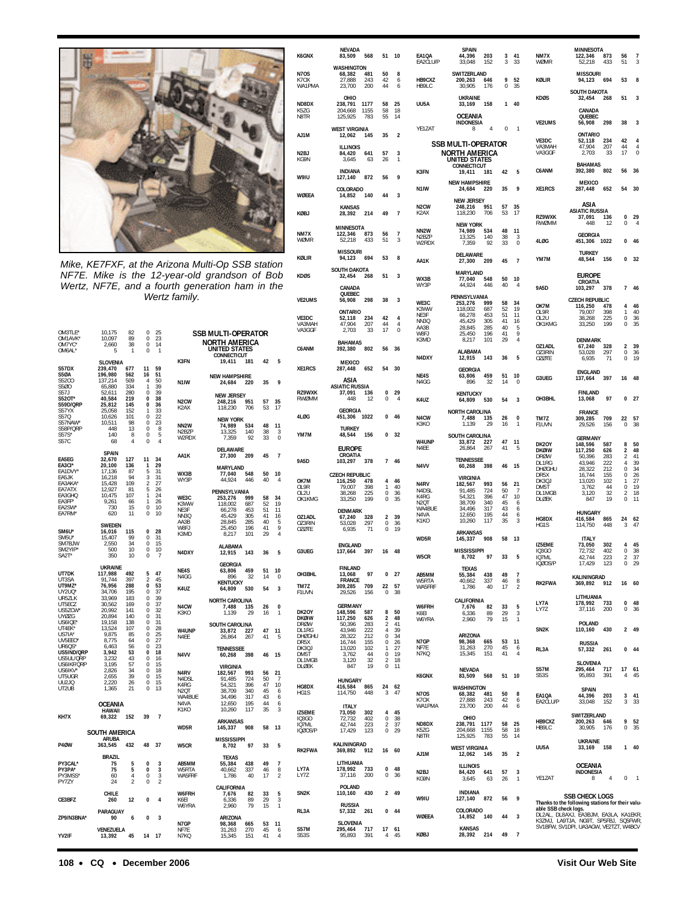*Mike, KE7FXF, at the Arizona Multi-Op SSB station NF7E. Mike is the 12-year-old grandson of Bob Wertz, NF7E, and a fourth generation ham in the Wertz family.*

| | | | | |
|---|---|---|---|---|
| OM3TLE* | 10,175 | 82 | 0 | 25 |
| OM1AVK* | 10,097 | 89 | 0 | 23 |
| OM7YC* | 2,660 | 38 | 0 | 14 |
| OM6AL* | 5 | 1 | 0 | 1 |
| **SLOVENIA** | | | | |
| S57DX | 239,470 | 677 | 11 | 59 |
| S50A | 196,980 | 562 | 16 | 51 |
| S52CO | 137,214 | 509 | 4 | 50 |
| S59D | 65,880 | 334 | 1 | 39 |
| S57J | 52,611 | 280 | 0 | 39 |
| S52OT* | 40,584 | 219 | 0 | 38 |
| S59D/QRP | 25,812 | 145 | 0 | 36 |
| S57YX | 25,058 | 152 | 1 | 33 |
| S57Q | 10,626 | 101 | 0 | 22 |
| S57NAW* | 10,511 | 98 | 0 | 23 |
| S58P/QRP | 448 | 13 | 0 | 8 |
| S57S* | 140 | 8 | 0 | 5 |
| S57C | 68 | 4 | 0 | 4 |
| **SPAIN** | | | | |
| EA5EG | 32,670 | 127 | 11 | 34 |
| EA3CI* | 20,100 | 136 | 1 | 29 |
| EA1DVY* | 17,136 | 87 | 5 | 31 |
| EA5JK | 16,218 | 94 | 3 | 31 |
| EA3AKA* | 15,428 | 109 | 2 | 27 |
| EA7ATX | 12,927 | 81 | 5 | 26 |
| EA3GHQ | 10,475 | 107 | 1 | 24 |
| EA3FP* | 9,261 | 66 | 1 | 26 |
| EA2SW* | 730 | 15 | 0 | 10 |
| EA7RM* | 620 | 11 | 0 | 10 |
| **SWEDEN** | | | | |
| SM6U* | 16,016 | 115 | 0 | 28 |
| SM5U* | 15,407 | 99 | 0 | 31 |
| SM7BJW | 2,550 | 34 | 0 | 15 |
| SM2YIP* | 500 | 10 | 0 | 10 |
| SA2T* | 350 | 10 | 0 | 7 |
| **UKRAINE** | | | | |
| UT7DK | 117,988 | 492 | 5 | 47 |
| UT3SA | 91,744 | 397 | 2 | 45 |
| UT9MZ* | 76,956 | 288 | 0 | 53 |
| UY2UQ* | 34,706 | 195 | 0 | 37 |
| UR5ZLK | 33,969 | 183 | 0 | 39 |
| UT5ECZ | 30,562 | 169 | 0 | 37 |
| US5ZOW* | 20,992 | 141 | 0 | 32 |
| UY0ZG | 20,894 | 140 | 0 | 31 |
| US6IQE* | 19,158 | 138 | 0 | 31 |
| UT4EK* | 13,524 | 107 | 0 | 28 |
| US7IA* | 9,875 | 85 | 0 | 25 |
| UV5EEO* | 8,775 | 64 | 0 | 27 |
| UR6QS* | 6,463 | 56 | 0 | 23 |
| US5IND/QRP | 3,942 | 53 | 0 | 18 |
| US5IUL/QRP | 3,232 | 43 | 0 | 16 |
| US6IKF/QRP | 3,195 | 57 | 0 | 15 |
| US6IKV* | 2,826 | 34 | 0 | 18 |
| UT5UGR | 2,655 | 39 | 0 | 15 |
| UU2JQ | 2,220 | 26 | 0 | 15 |
| UT2UB | 1,365 | 21 | 0 | 13 |
| **OCEANIA** | | | | |
| **HAWAII** | | | | |
| KH7X | 69,322 | 152 | 39 | 7 |
| **SOUTH AMERICA** | | | | |
| **ARUBA** | | | | |
| P40W | 363,545 | 432 | 48 | 37 |
| **BRAZIL** | | | | |
| PY3CAL* | 75 | 5 | 0 | 3 |
| PY3PA* | 75 | 5 | 0 | 3 |
| PY3MSS* | 60 | 4 | 0 | 3 |
| PY7ZY | 24 | 2 | 0 | 2 |
| **CHILE** | | | | |
| CE3BFZ | 260 | 12 | 0 | 4 |
| **PARAGUAY** | | | | |
| ZP9/N3BNA* | 90 | 6 | 0 | 3 |
| **VENEZUELA** | | | | |
| YV2IF | 13,392 | 45 | 14 | 17 |

## SSB MULTI-OPERATOR
### NORTH AMERICA
#### UNITED STATES

| | | | | |
|---|---|---|---|---|
| **CONNECTICUT** | | | | |
| K3FN | 19,411 | 181 | 42 | 5 |
| **NEW HAMPSHIRE** | | | | |
| N1IW | 24,684 | 220 | 35 | 9 |
| **NEW JERSEY** | | | | |
| N2CW | 248,216 | 951 | 57 | 35 |
| K2AX | 118,230 | 706 | 53 | 17 |
| **NEW YORK** | | | | |
| NN2W | 74,989 | 534 | 48 | 11 |
| N2BZP | 13,325 | 140 | 38 | 3 |
| W2RDX | 7,359 | 92 | 33 | 0 |
| **DELAWARE** | | | | |
| AA1K | 27,300 | 209 | 45 | 7 |
| **MARYLAND** | | | | |
| WX3B | 77,040 | 548 | 50 | 10 |
| WY3P | 44,924 | 446 | 40 | 4 |
| **PENNSYLVANIA** | | | | |
| WE3C | 253,276 | 999 | 58 | 34 |
| K3WW | 118,002 | 687 | 52 | 19 |
| NE3F | 66,278 | 453 | 51 | 11 |
| NN3Q | 45,429 | 305 | 41 | 16 |
| AA3B | 28,845 | 285 | 40 | 5 |
| W8FJ | 25,450 | 196 | 41 | 9 |
| K3MD | 8,217 | 101 | 29 | 4 |
| **ALABAMA** | | | | |
| N4DXY | 12,915 | 143 | 36 | 5 |
| **GEORGIA** | | | | |
| NE4S | 63,806 | 459 | 51 | 10 |
| N4GG | 896 | 32 | 14 | 0 |
| **KENTUCKY** | | | | |
| K4UZ | 64,809 | 530 | 54 | 3 |
| **NORTH CAROLINA** | | | | |
| N4CW | 7,488 | 135 | 26 | 0 |
| K3KO | 1,139 | 29 | 16 | 1 |
| **SOUTH CAROLINA** | | | | |
| W4UNP | 33,872 | 227 | 47 | 11 |
| N4EE | 26,864 | 267 | 41 | 5 |
| **TENNESSEE** | | | | |
| N4VV | 60,268 | 398 | 46 | 15 |
| **VIRGINIA** | | | | |
| N4RV | 182,567 | 993 | 56 | 21 |
| N4DSL | 91,485 | 724 | 50 | 7 |
| K4RG | 54,321 | 396 | 47 | 10 |
| N2QT | 38,709 | 340 | 45 | 6 |
| WA4BUE | 34,496 | 317 | 43 | 6 |
| N4VA | 12,650 | 195 | 44 | 6 |
| K1KO | 10,260 | 117 | 35 | 3 |
| **ARKANSAS** | | | | |
| WD5R | 145,337 | 908 | 58 | 13 |
| **MISSISSIPPI** | | | | |
| W5CR | 8,702 | 97 | 33 | 5 |
| **TEXAS** | | | | |
| AB5MM | 55,384 | 438 | 49 | 7 |
| W5RTA | 40,662 | 337 | 46 | 8 |
| WA5RRF | 1,786 | 40 | 17 | 2 |
| **CALIFORNIA** | | | | |
| W6FRH | 7,676 | 82 | 33 | 5 |
| K6EI | 6,336 | 89 | 29 | 3 |
| W6YRA | 2,960 | 79 | 15 | 1 |
| **ARIZONA** | | | | |
| N7GP | 98,368 | 665 | 53 | 11 |
| NF7E | 31,263 | 270 | 45 | 6 |
| N7KQ | 15,345 | 151 | 41 | 4 |

| | | | | |
|---|---|---|---|---|
| **NEVADA** | | | | |
| K6GNX | 83,509 | 568 | 51 | 10 |
| **WASHINGTON** | | | | |
| N7OS | 68,382 | 481 | 50 | 8 |
| K7OX | 27,888 | 243 | 42 | 6 |
| WA1PMA | 23,700 | 200 | 44 | 6 |
| **OHIO** | | | | |
| ND8DX | 238,791 | 1177 | 58 | 25 |
| K5ZG | 204,668 | 1155 | 58 | 18 |
| N8TR | 125,925 | 783 | 55 | 14 |
| **WEST VIRGINIA** | | | | |
| AJ1M | 12,062 | 145 | 35 | 2 |
| **ILLINOIS** | | | | |
| N2BJ | 84,420 | 641 | 57 | 3 |
| KG9N | 3,645 | 63 | 26 | 1 |
| **INDIANA** | | | | |
| W9IU | 127,140 | 872 | 56 | 9 |
| **COLORADO** | | | | |
| WØEEA | 14,852 | 140 | 44 | 3 |
| **KANSAS** | | | | |
| KØBJ | 28,392 | 214 | 49 | 7 |
| **MINNESOTA** | | | | |
| NM7X | 122,346 | 873 | 56 | 7 |
| WØMR | 52,218 | 433 | 51 | 3 |
| **MISSOURI** | | | | |
| KØLIR | 94,123 | 694 | 53 | 8 |
| **SOUTH DAKOTA** | | | | |
| KDØS | 32,454 | 268 | 51 | 3 |
| **CANADA** | | | | |
| **QUEBEC** | | | | |
| VE2UMS | 56,908 | 298 | 38 | 3 |
| **ONTARIO** | | | | |
| VE3DC | 52,118 | 234 | 42 | 4 |
| VA3MAH | 47,904 | 207 | 44 | 4 |
| VA3GGF | 2,703 | 33 | 17 | 0 |
| **BAHAMAS** | | | | |
| C6ANM | 392,380 | 802 | 56 | 36 |
| **MEXICO** | | | | |
| XE1RCS | 287,448 | 652 | 54 | 30 |
| **ASIA** | | | | |
| **ASIATIC RUSSIA** | | | | |
| RZ9WXK | 37,091 | 136 | 0 | 29 |
| RWØMM | 448 | 12 | 0 | 4 |
| **GEORGIA** | | | | |
| 4LØG | 451,306 | 1022 | 0 | 46 |
| **TURKEY** | | | | |
| YM7M | 48,544 | 156 | 0 | 32 |
| **EUROPE** | | | | |
| **CROATIA** | | | | |
| 9A5D | 103,297 | 378 | 7 | 46 |
| **CZECH REPUBLIC** | | | | |
| OK7M | 116,250 | 478 | 4 | 46 |
| OL9R | 79,007 | 398 | 1 | 40 |
| OL2U | 38,268 | 225 | 0 | 36 |
| OK1KMG | 33,250 | 199 | 0 | 35 |
| **DENMARK** | | | | |
| OZ1ADL | 67,240 | 328 | 2 | 39 |
| OZ3RIN | 53,028 | 297 | 0 | 36 |
| OZØTE | 6,935 | 71 | 0 | 19 |
| **ENGLAND** | | | | |
| G3UEG | 137,664 | 397 | 16 | 48 |
| **FINLAND** | | | | |
| OH3BHL | 13,068 | 97 | 0 | 27 |
| **FRANCE** | | | | |
| TM7Z | 309,285 | 709 | 22 | 57 |
| F1UVN | 29,526 | 156 | 0 | 38 |
| **GERMANY** | | | | |
| DK2OY | 148,596 | 587 | 8 | 50 |
| DKØIW | 117,250 | 626 | 2 | 48 |
| DRØW | 50,396 | 283 | 2 | 41 |
| DL1RG | 43,946 | 222 | 4 | 39 |
| DHØGHU | 28,322 | 212 | 0 | 34 |
| DR5X | 16,744 | 155 | 0 | 26 |
| DK3QJ | 13,020 | 102 | 1 | 27 |
| DM5T | 3,762 | 44 | 0 | 19 |
| DL1MGB | 3,120 | 32 | 2 | 18 |
| DLØEK | 847 | 19 | 0 | 11 |
| **HUNGARY** | | | | |
| HG8DX | 416,584 | 865 | 24 | 62 |
| HG1S | 114,750 | 448 | 3 | 47 |
| **ITALY** | | | | |
| IZ5EME | 73,050 | 302 | 4 | 45 |
| IQ3GO | 72,732 | 402 | 0 | 38 |
| IQ7ML | 42,744 | 223 | 2 | 37 |
| IQØOS/P | 17,429 | 123 | 0 | 29 |
| **KALININGRAD** | | | | |
| RK2FWA | 369,892 | 912 | 16 | 60 |
| **LITHUANIA** | | | | |
| LY7A | 178,992 | 733 | 0 | 48 |
| LY7Z | 37,116 | 200 | 0 | 36 |
| **POLAND** | | | | |
| SN2K | 110,160 | 430 | 2 | 49 |
| **RUSSIA** | | | | |
| RL3A | 57,332 | 261 | 0 | 44 |
| **SLOVENIA** | | | | |
| S57M | 295,464 | 717 | 17 | 61 |
| S53S | 95,893 | 391 | 4 | 45 |

| | | | | |
|---|---|---|---|---|
| **SPAIN** | | | | |
| EA1QA | 44,396 | 203 | 3 | 41 |
| EA2CLU/P | 33,048 | 152 | 3 | 33 |
| **SWITZERLAND** | | | | |
| HB9CXZ | 200,263 | 646 | 9 | 52 |
| HB9LC | 30,905 | 176 | 0 | 35 |
| **UKRAINE** | | | | |
| UU5A | 33,169 | 158 | 1 | 40 |
| **OCEANIA** | | | | |
| **INDONESIA** | | | | |
| YE1ZAT | 8 | 4 | 0 | 1 |

## SSB MULTI-OPERATOR
### NORTH AMERICA
#### UNITED STATES

| | | | | |
|---|---|---|---|---|
| **CONNECTICUT** | | | | |
| K3FN | 19,411 | 181 | 42 | 5 |
| **NEW HAMPSHIRE** | | | | |
| N1IW | 24,684 | 220 | 35 | 9 |
| **NEW JERSEY** | | | | |
| N2CW | 248,216 | 951 | 57 | 35 |
| K2AX | 118,230 | 706 | 53 | 17 |
| **NEW YORK** | | | | |
| NN2W | 74,989 | 534 | 48 | 11 |
| N2BZP | 13,325 | 140 | 38 | 3 |
| W2RDX | 7,359 | 92 | 33 | 0 |
| **DELAWARE** | | | | |
| AA1K | 27,300 | 209 | 45 | 7 |
| **MARYLAND** | | | | |
| WX3B | 77,040 | 548 | 50 | 10 |
| WY3P | 44,924 | 446 | 40 | 4 |
| **PENNSYLVANIA** | | | | |
| WE3C | 253,276 | 999 | 58 | 34 |
| K3WW | 118,002 | 687 | 52 | 19 |
| NE3F | 66,278 | 453 | 51 | 11 |
| NN3Q | 45,429 | 305 | 41 | 16 |
| AA3B | 28,845 | 285 | 40 | 5 |
| W8FJ | 25,450 | 196 | 41 | 9 |
| K3MD | 8,217 | 101 | 29 | 4 |
| **ALABAMA** | | | | |
| N4DXY | 12,915 | 143 | 36 | 5 |
| **GEORGIA** | | | | |
| NE4S | 63,806 | 459 | 51 | 10 |
| N4GG | 896 | 32 | 14 | 0 |
| **KENTUCKY** | | | | |
| K4UZ | 64,809 | 530 | 54 | 3 |
| **NORTH CAROLINA** | | | | |
| N4CW | 7,488 | 135 | 26 | 0 |
| K3KO | 1,139 | 29 | 16 | 1 |
| **SOUTH CAROLINA** | | | | |
| W4UNP | 33,872 | 227 | 47 | 11 |
| N4EE | 26,864 | 267 | 41 | 5 |
| **TENNESSEE** | | | | |
| N4VV | 60,268 | 398 | 46 | 15 |
| **VIRGINIA** | | | | |
| N4RV | 182,567 | 993 | 56 | 21 |
| N4DSL | 91,485 | 724 | 50 | 7 |
| K4RG | 54,321 | 396 | 47 | 10 |
| N2QT | 38,709 | 340 | 45 | 6 |
| WA4BUE | 34,496 | 317 | 43 | 6 |
| N4VA | 12,650 | 195 | 44 | 6 |
| K1KO | 10,260 | 117 | 35 | 3 |
| **ARKANSAS** | | | | |
| WD5R | 145,337 | 908 | 58 | 13 |
| **MISSISSIPPI** | | | | |
| W5CR | 8,702 | 97 | 33 | 5 |
| **TEXAS** | | | | |
| AB5MM | 55,384 | 438 | 49 | 7 |
| W5RTA | 40,662 | 337 | 46 | 8 |
| WA5RRF | 1,786 | 40 | 17 | 2 |
| **CALIFORNIA** | | | | |
| W6FRH | 7,676 | 82 | 33 | 5 |
| K6EI | 6,336 | 89 | 29 | 3 |
| W6YRA | 2,960 | 79 | 15 | 1 |
| **ARIZONA** | | | | |
| N7GP | 98,368 | 665 | 53 | 11 |
| NF7E | 31,263 | 270 | 45 | 6 |
| N7KQ | 15,345 | 151 | 41 | 4 |
| **NEVADA** | | | | |
| K6GNX | 83,509 | 568 | 51 | 10 |
| **WASHINGTON** | | | | |
| N7OS | 68,382 | 481 | 50 | 8 |
| K7OX | 27,888 | 243 | 42 | 6 |
| WA1PMA | 23,700 | 200 | 44 | 6 |
| **OHIO** | | | | |
| ND8DX | 238,791 | 1177 | 58 | 25 |
| K5ZG | 204,668 | 1155 | 58 | 18 |
| N8TR | 125,925 | 783 | 55 | 14 |
| **WEST VIRGINIA** | | | | |
| AJ1M | 12,062 | 145 | 35 | 2 |
| **ILLINOIS** | | | | |
| N2BJ | 84,420 | 641 | 57 | 3 |
| KG9N | 3,645 | 63 | 26 | 1 |
| **INDIANA** | | | | |
| W9IU | 127,140 | 872 | 56 | 9 |
| **COLORADO** | | | | |
| WØEEA | 14,852 | 140 | 44 | 3 |
| **KANSAS** | | | | |
| KØBJ | 28,392 | 214 | 49 | 7 |

| | | | | |
|---|---|---|---|---|
| **MINNESOTA** | | | | |
| NM7X | 122,346 | 873 | 56 | 7 |
| WØMR | 52,218 | 433 | 51 | 3 |
| **MISSOURI** | | | | |
| KØLIR | 94,123 | 694 | 53 | 8 |
| **SOUTH DAKOTA** | | | | |
| KDØS | 32,454 | 268 | 51 | 3 |
| **CANADA** | | | | |
| **QUEBEC** | | | | |
| VE2UMS | 56,908 | 298 | 38 | 3 |
| **ONTARIO** | | | | |
| VE3DC | 52,118 | 234 | 42 | 4 |
| VA3MAH | 47,904 | 207 | 44 | 4 |
| VA3GGF | 2,703 | 33 | 17 | 0 |
| **BAHAMAS** | | | | |
| C6ANM | 392,380 | 802 | 56 | 36 |
| **MEXICO** | | | | |
| XE1RCS | 287,448 | 652 | 54 | 30 |
| **ASIA** | | | | |
| **ASIATIC RUSSIA** | | | | |
| RZ9WXK | 37,091 | 136 | 0 | 29 |
| RWØMM | 448 | 12 | 0 | 4 |
| **GEORGIA** | | | | |
| 4LØG | 451,306 | 1022 | 0 | 46 |
| **TURKEY** | | | | |
| YM7M | 48,544 | 156 | 0 | 32 |
| **EUROPE** | | | | |
| **CROATIA** | | | | |
| 9A5D | 103,297 | 378 | 7 | 46 |
| **CZECH REPUBLIC** | | | | |
| OK7M | 116,250 | 478 | 4 | 46 |
| OL9R | 79,007 | 398 | 1 | 40 |
| OL2U | 38,268 | 225 | 0 | 36 |
| OK1KMG | 33,250 | 199 | 0 | 35 |
| **DENMARK** | | | | |
| OZ1ADL | 67,240 | 328 | 2 | 39 |
| OZ3RIN | 53,028 | 297 | 0 | 36 |
| OZØTE | 6,935 | 71 | 0 | 19 |
| **ENGLAND** | | | | |
| G3UEG | 137,664 | 397 | 16 | 48 |
| **FINLAND** | | | | |
| OH3BHL | 13,068 | 97 | 0 | 27 |
| **FRANCE** | | | | |
| TM7Z | 309,285 | 709 | 22 | 57 |
| F1UVN | 29,526 | 156 | 0 | 38 |
| **GERMANY** | | | | |
| DK2OY | 148,596 | 587 | 8 | 50 |
| DKØIW | 117,250 | 626 | 2 | 48 |
| DRØW | 50,396 | 283 | 2 | 41 |
| DL1RG | 43,946 | 222 | 4 | 39 |
| DHØGHU | 28,322 | 212 | 0 | 34 |
| DR5X | 16,744 | 155 | 0 | 26 |
| DK3QJ | 13,020 | 102 | 1 | 27 |
| DM5T | 3,762 | 44 | 0 | 19 |
| DL1MGB | 3,120 | 32 | 2 | 18 |
| DLØEK | 847 | 19 | 0 | 11 |
| **HUNGARY** | | | | |
| HG8DX | 416,584 | 865 | 24 | 62 |
| HG1S | 114,750 | 448 | 3 | 47 |
| **ITALY** | | | | |
| IZ5EME | 73,050 | 302 | 4 | 45 |
| IQ3GO | 72,732 | 402 | 0 | 38 |
| IQ7ML | 42,744 | 223 | 2 | 37 |
| IQØOS/P | 17,429 | 123 | 0 | 29 |
| **KALININGRAD** | | | | |
| RK2FWA | 369,892 | 912 | 16 | 60 |
| **LITHUANIA** | | | | |
| LY7A | 178,992 | 733 | 0 | 48 |
| LY7Z | 37,116 | 200 | 0 | 36 |
| **POLAND** | | | | |
| SN2K | 110,160 | 430 | 2 | 49 |
| **RUSSIA** | | | | |
| RL3A | 57,332 | 261 | 0 | 44 |
| **SLOVENIA** | | | | |
| S57M | 295,464 | 717 | 17 | 61 |
| S53S | 95,893 | 391 | 4 | 45 |
| **SPAIN** | | | | |
| EA1QA | 44,396 | 203 | 3 | 41 |
| EA2CLU/P | 33,048 | 152 | 3 | 33 |
| **SWITZERLAND** | | | | |
| HB9CXZ | 200,263 | 646 | 9 | 52 |
| HB9LC | 30,905 | 176 | 0 | 35 |
| **UKRAINE** | | | | |
| UU5A | 33,169 | 158 | 1 | 40 |
| **OCEANIA** | | | | |
| **INDONESIA** | | | | |
| YE1ZAT | 8 | 4 | 0 | 1 |

## SSB CHECK LOGS

Thanks to the following stations for their valuable SSB check logs.
DL2AL, DL8AXJ, EA3BJM, EA3LA, KA1EKR, K3ZMJ, LA9TJA, NG9T, SP5FBJ, SQ5FWR, SV1BFW, SV1DPI, UA3AGW, VE2TZT, W4BCV